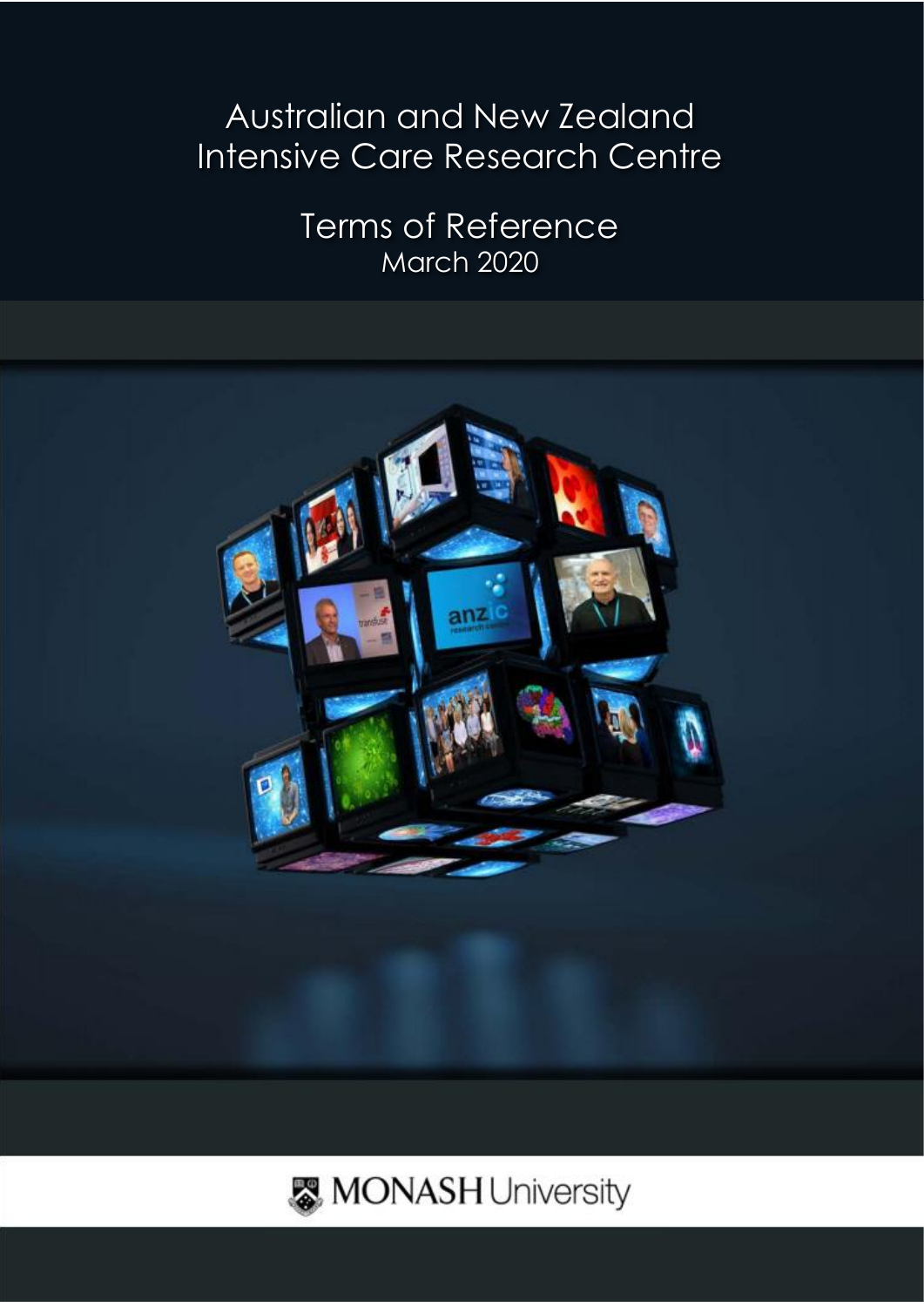# Australian and New Zealand Intensive Care Research Centre

## Terms of Reference

March 2020

MONASH University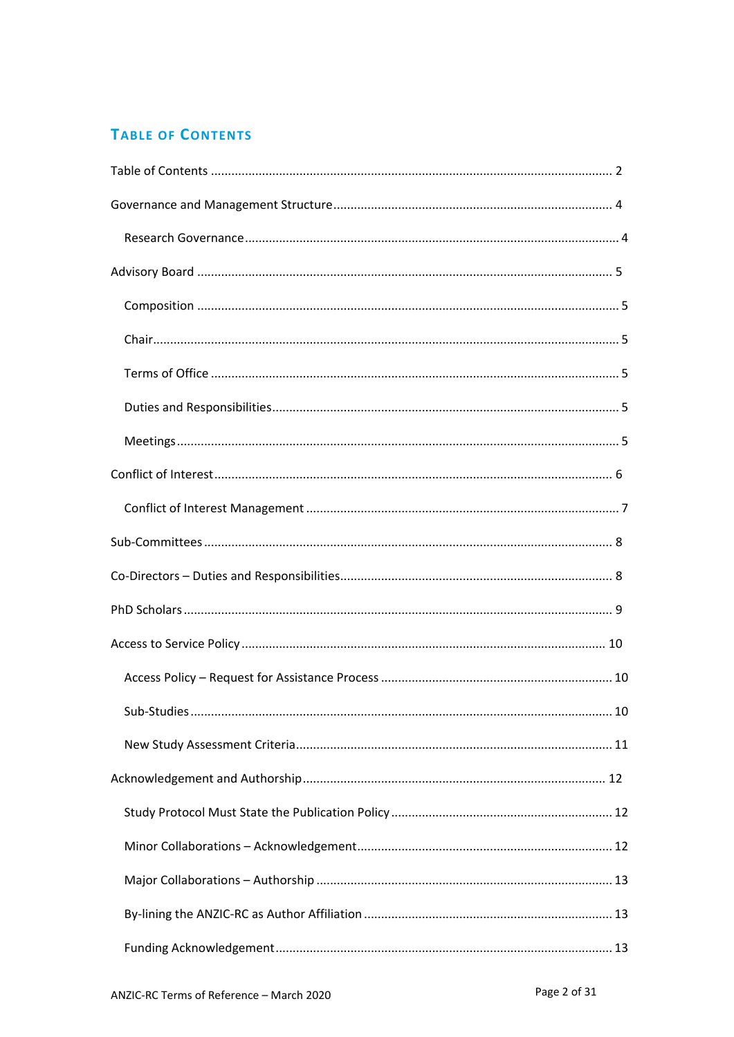## Table of Contents

Table of Contents ..... 2

Governance and Management Structure ..... 4

- Research Governance ..... 4

Advisory Board ..... 5

- Composition ..... 5
- Chair ..... 5
- Terms of Office ..... 5
- Duties and Responsibilities ..... 5
- Meetings ..... 5

Conflict of Interest ..... 6

- Conflict of Interest Management ..... 7

Sub-Committees ..... 8

Co-Directors – Duties and Responsibilities ..... 8

PhD Scholars ..... 9

Access to Service Policy ..... 10

- Access Policy – Request for Assistance Process ..... 10
- Sub-Studies ..... 10
- New Study Assessment Criteria ..... 11

Acknowledgement and Authorship ..... 12

- Study Protocol Must State the Publication Policy ..... 12
- Minor Collaborations – Acknowledgement ..... 12
- Major Collaborations – Authorship ..... 13
- By-lining the ANZIC-RC as Author Affiliation ..... 13
- Funding Acknowledgement ..... 13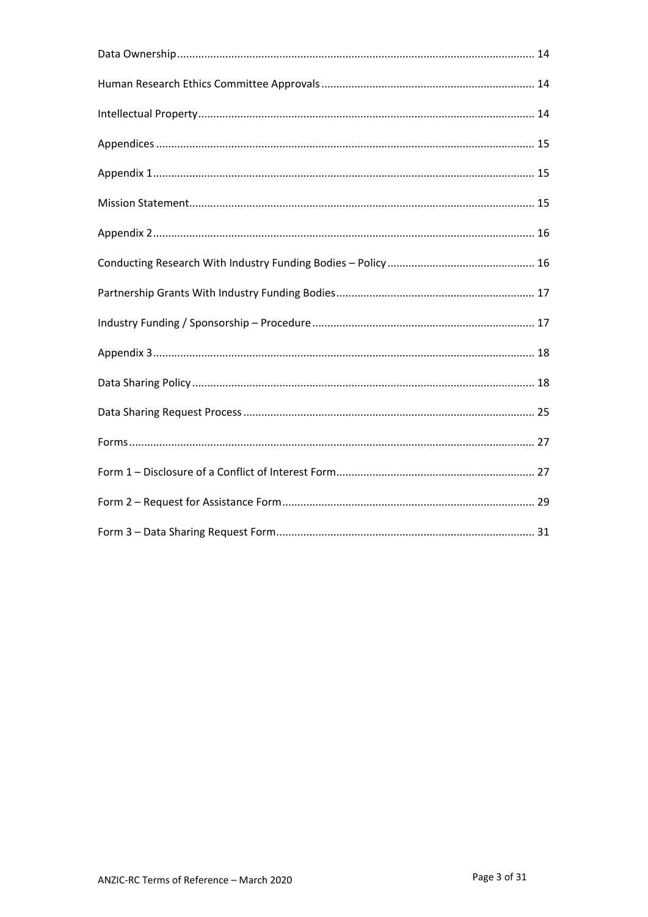Data Ownership ........................................................................................................ 14

Human Research Ethics Committee Approvals ...................................................................... 14

Intellectual Property .................................................................................................. 14

Appendices ............................................................................................................. 15

Appendix 1 ............................................................................................................. 15

Mission Statement ..................................................................................................... 15

Appendix 2 ............................................................................................................. 16

Conducting Research With Industry Funding Bodies – Policy ................................................ 16

Partnership Grants With Industry Funding Bodies ................................................................ 17

Industry Funding / Sponsorship – Procedure ......................................................................... 17

Appendix 3 ............................................................................................................. 18

Data Sharing Policy ................................................................................................... 18

Data Sharing Request Process ....................................................................................... 25

Forms ..................................................................................................................... 27

Form 1 – Disclosure of a Conflict of Interest Form ............................................................... 27

Form 2 – Request for Assistance Form .............................................................................. 29

Form 3 – Data Sharing Request Form ............................................................................... 31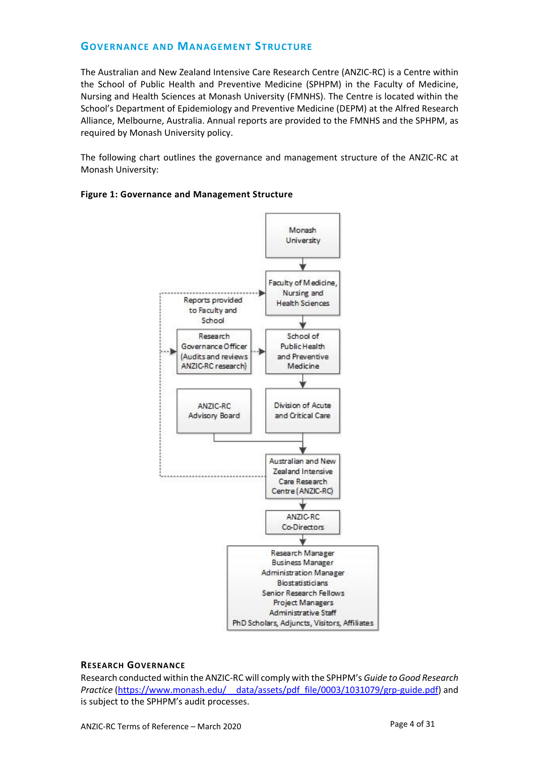## Governance and Management Structure

The Australian and New Zealand Intensive Care Research Centre (ANZIC-RC) is a Centre within the School of Public Health and Preventive Medicine (SPHPM) in the Faculty of Medicine, Nursing and Health Sciences at Monash University (FMNHS). The Centre is located within the School's Department of Epidemiology and Preventive Medicine (DEPM) at the Alfred Research Alliance, Melbourne, Australia. Annual reports are provided to the FMNHS and the SPHPM, as required by Monash University policy.

The following chart outlines the governance and management structure of the ANZIC-RC at Monash University:

**Figure 1: Governance and Management Structure**

- Monash University
  - Faculty of Medicine, Nursing and Health Sciences
    - School of Public Health and Preventive Medicine
      - Division of Acute and Critical Care
        - Australian and New Zealand Intensive Care Research Centre (ANZIC-RC)
          - ANZIC-RC Co-Directors
            - Research Manager
            - Business Manager
            - Administration Manager
            - Biostatisticians
            - Senior Research Fellows
            - Project Managers
            - Administrative Staff
            - PhD Scholars, Adjuncts, Visitors, Affiliates
- ANZIC-RC Advisory Board → Australian and New Zealand Intensive Care Research Centre (ANZIC-RC)
- Research Governance Officer (Audits and reviews ANZIC-RC research) → School of Public Health and Preventive Medicine
- Reports provided to Faculty and School (from ANZIC-RC to Faculty of Medicine, Nursing and Health Sciences and to Research Governance Officer)

### Research Governance

Research conducted within the ANZIC-RC will comply with the SPHPM's *Guide to Good Research Practice* (https://www.monash.edu/__data/assets/pdf_file/0003/1031079/grp-guide.pdf) and is subject to the SPHPM's audit processes.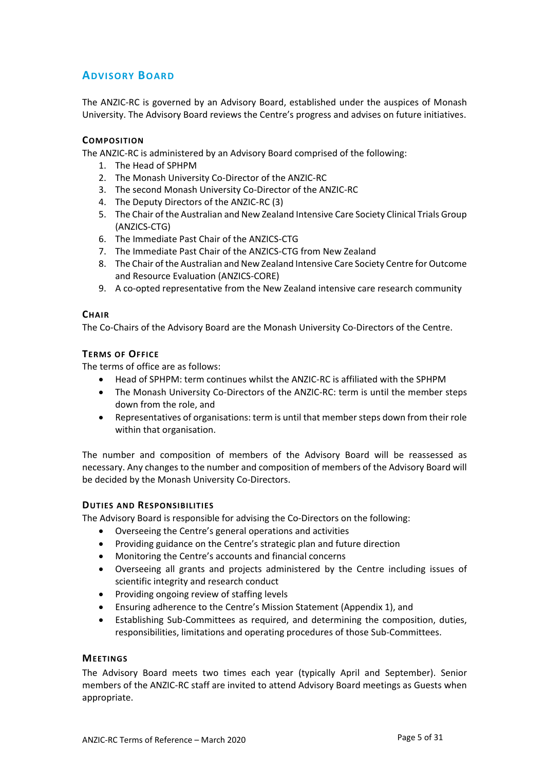## ADVISORY BOARD

The ANZIC-RC is governed by an Advisory Board, established under the auspices of Monash University. The Advisory Board reviews the Centre's progress and advises on future initiatives.

### COMPOSITION

The ANZIC-RC is administered by an Advisory Board comprised of the following:

1. The Head of SPHPM
2. The Monash University Co-Director of the ANZIC-RC
3. The second Monash University Co-Director of the ANZIC-RC
4. The Deputy Directors of the ANZIC-RC (3)
5. The Chair of the Australian and New Zealand Intensive Care Society Clinical Trials Group (ANZICS-CTG)
6. The Immediate Past Chair of the ANZICS-CTG
7. The Immediate Past Chair of the ANZICS-CTG from New Zealand
8. The Chair of the Australian and New Zealand Intensive Care Society Centre for Outcome and Resource Evaluation (ANZICS-CORE)
9. A co-opted representative from the New Zealand intensive care research community

### CHAIR

The Co-Chairs of the Advisory Board are the Monash University Co-Directors of the Centre.

### TERMS OF OFFICE

The terms of office are as follows:

- Head of SPHPM: term continues whilst the ANZIC-RC is affiliated with the SPHPM
- The Monash University Co-Directors of the ANZIC-RC: term is until the member steps down from the role, and
- Representatives of organisations: term is until that member steps down from their role within that organisation.

The number and composition of members of the Advisory Board will be reassessed as necessary. Any changes to the number and composition of members of the Advisory Board will be decided by the Monash University Co-Directors.

### DUTIES AND RESPONSIBILITIES

The Advisory Board is responsible for advising the Co-Directors on the following:

- Overseeing the Centre's general operations and activities
- Providing guidance on the Centre's strategic plan and future direction
- Monitoring the Centre's accounts and financial concerns
- Overseeing all grants and projects administered by the Centre including issues of scientific integrity and research conduct
- Providing ongoing review of staffing levels
- Ensuring adherence to the Centre's Mission Statement (Appendix 1), and
- Establishing Sub-Committees as required, and determining the composition, duties, responsibilities, limitations and operating procedures of those Sub-Committees.

### MEETINGS

The Advisory Board meets two times each year (typically April and September). Senior members of the ANZIC-RC staff are invited to attend Advisory Board meetings as Guests when appropriate.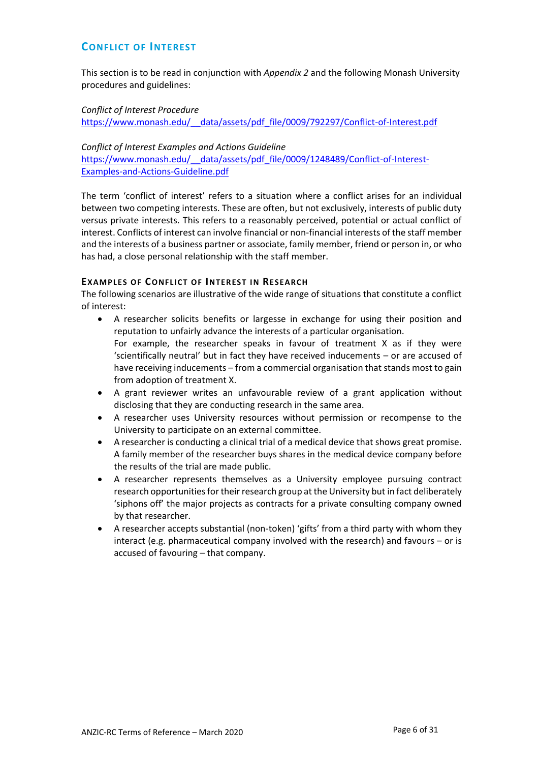## Conflict of Interest

This section is to be read in conjunction with *Appendix 2* and the following Monash University procedures and guidelines:

*Conflict of Interest Procedure*
https://www.monash.edu/__data/assets/pdf_file/0009/792297/Conflict-of-Interest.pdf

*Conflict of Interest Examples and Actions Guideline*
https://www.monash.edu/__data/assets/pdf_file/0009/1248489/Conflict-of-Interest-Examples-and-Actions-Guideline.pdf

The term 'conflict of interest' refers to a situation where a conflict arises for an individual between two competing interests. These are often, but not exclusively, interests of public duty versus private interests. This refers to a reasonably perceived, potential or actual conflict of interest. Conflicts of interest can involve financial or non-financial interests of the staff member and the interests of a business partner or associate, family member, friend or person in, or who has had, a close personal relationship with the staff member.

### Examples of Conflict of Interest in Research

The following scenarios are illustrative of the wide range of situations that constitute a conflict of interest:

- A researcher solicits benefits or largesse in exchange for using their position and reputation to unfairly advance the interests of a particular organisation.
  For example, the researcher speaks in favour of treatment X as if they were 'scientifically neutral' but in fact they have received inducements – or are accused of have receiving inducements – from a commercial organisation that stands most to gain from adoption of treatment X.
- A grant reviewer writes an unfavourable review of a grant application without disclosing that they are conducting research in the same area.
- A researcher uses University resources without permission or recompense to the University to participate on an external committee.
- A researcher is conducting a clinical trial of a medical device that shows great promise. A family member of the researcher buys shares in the medical device company before the results of the trial are made public.
- A researcher represents themselves as a University employee pursuing contract research opportunities for their research group at the University but in fact deliberately 'siphons off' the major projects as contracts for a private consulting company owned by that researcher.
- A researcher accepts substantial (non-token) 'gifts' from a third party with whom they interact (e.g. pharmaceutical company involved with the research) and favours – or is accused of favouring – that company.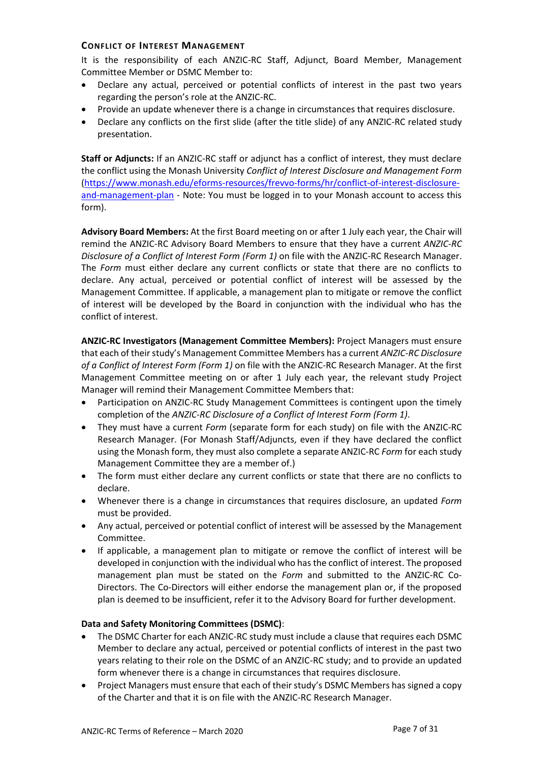### Conflict of Interest Management

It is the responsibility of each ANZIC-RC Staff, Adjunct, Board Member, Management Committee Member or DSMC Member to:

- Declare any actual, perceived or potential conflicts of interest in the past two years regarding the person's role at the ANZIC-RC.
- Provide an update whenever there is a change in circumstances that requires disclosure.
- Declare any conflicts on the first slide (after the title slide) of any ANZIC-RC related study presentation.

**Staff or Adjuncts:** If an ANZIC-RC staff or adjunct has a conflict of interest, they must declare the conflict using the Monash University *Conflict of Interest Disclosure and Management Form* ([https://www.monash.edu/eforms-resources/frevvo-forms/hr/conflict-of-interest-disclosure-and-management-plan](https://www.monash.edu/eforms-resources/frevvo-forms/hr/conflict-of-interest-disclosure-and-management-plan) - Note: You must be logged in to your Monash account to access this form).

**Advisory Board Members:** At the first Board meeting on or after 1 July each year, the Chair will remind the ANZIC-RC Advisory Board Members to ensure that they have a current *ANZIC-RC Disclosure of a Conflict of Interest Form (Form 1)* on file with the ANZIC-RC Research Manager. The *Form* must either declare any current conflicts or state that there are no conflicts to declare. Any actual, perceived or potential conflict of interest will be assessed by the Management Committee. If applicable, a management plan to mitigate or remove the conflict of interest will be developed by the Board in conjunction with the individual who has the conflict of interest.

**ANZIC-RC Investigators (Management Committee Members):** Project Managers must ensure that each of their study's Management Committee Members has a current *ANZIC-RC Disclosure of a Conflict of Interest Form (Form 1)* on file with the ANZIC-RC Research Manager. At the first Management Committee meeting on or after 1 July each year, the relevant study Project Manager will remind their Management Committee Members that:

- Participation on ANZIC-RC Study Management Committees is contingent upon the timely completion of the *ANZIC-RC Disclosure of a Conflict of Interest Form (Form 1)*.
- They must have a current *Form* (separate form for each study) on file with the ANZIC-RC Research Manager. (For Monash Staff/Adjuncts, even if they have declared the conflict using the Monash form, they must also complete a separate ANZIC-RC *Form* for each study Management Committee they are a member of.)
- The form must either declare any current conflicts or state that there are no conflicts to declare.
- Whenever there is a change in circumstances that requires disclosure, an updated *Form* must be provided.
- Any actual, perceived or potential conflict of interest will be assessed by the Management Committee.
- If applicable, a management plan to mitigate or remove the conflict of interest will be developed in conjunction with the individual who has the conflict of interest. The proposed management plan must be stated on the *Form* and submitted to the ANZIC-RC Co-Directors. The Co-Directors will either endorse the management plan or, if the proposed plan is deemed to be insufficient, refer it to the Advisory Board for further development.

**Data and Safety Monitoring Committees (DSMC)**:

- The DSMC Charter for each ANZIC-RC study must include a clause that requires each DSMC Member to declare any actual, perceived or potential conflicts of interest in the past two years relating to their role on the DSMC of an ANZIC-RC study; and to provide an updated form whenever there is a change in circumstances that requires disclosure.
- Project Managers must ensure that each of their study's DSMC Members has signed a copy of the Charter and that it is on file with the ANZIC-RC Research Manager.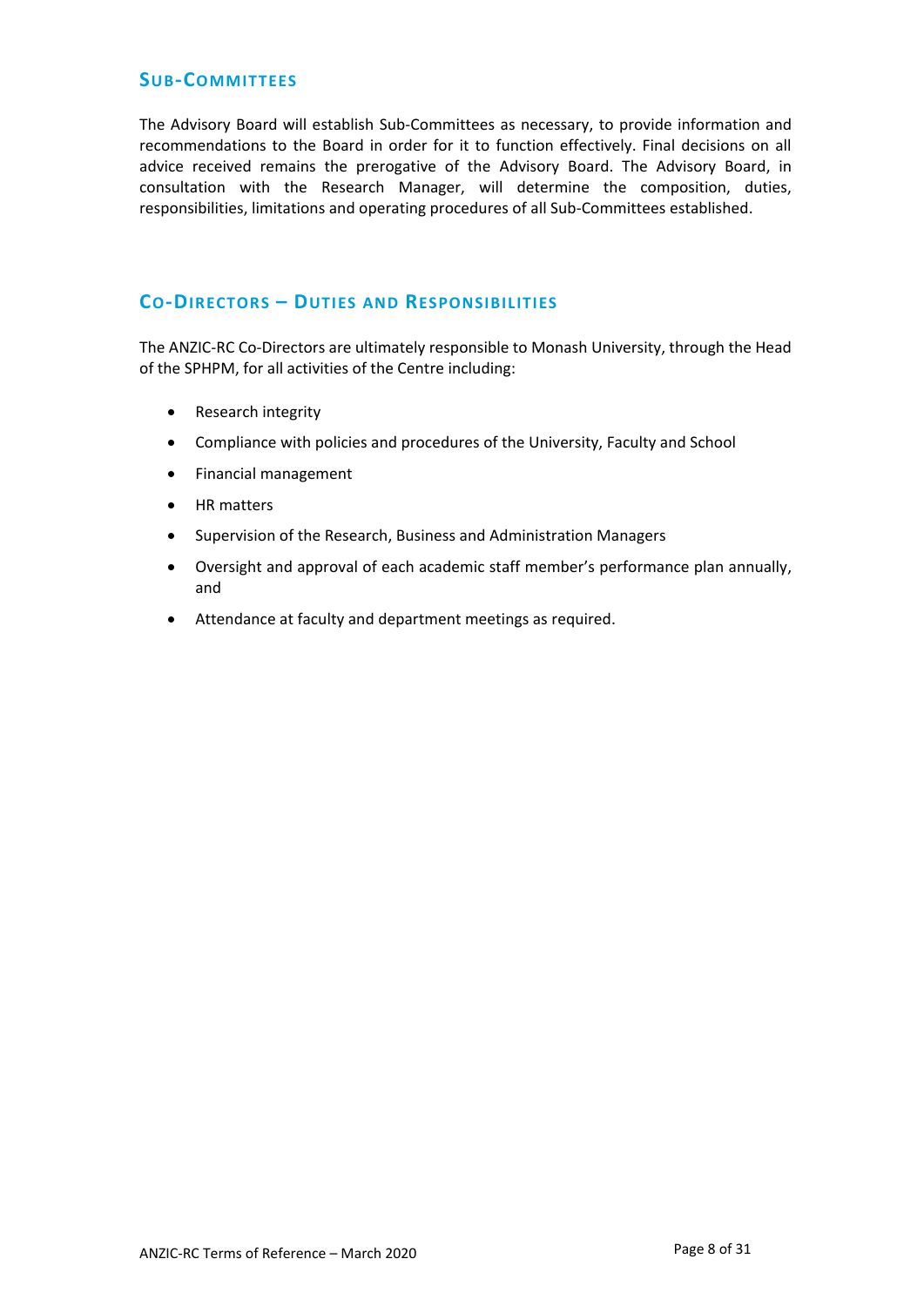## Sub-Committees

The Advisory Board will establish Sub-Committees as necessary, to provide information and recommendations to the Board in order for it to function effectively. Final decisions on all advice received remains the prerogative of the Advisory Board. The Advisory Board, in consultation with the Research Manager, will determine the composition, duties, responsibilities, limitations and operating procedures of all Sub-Committees established.

## Co-Directors – Duties and Responsibilities

The ANZIC-RC Co-Directors are ultimately responsible to Monash University, through the Head of the SPHPM, for all activities of the Centre including:

- Research integrity
- Compliance with policies and procedures of the University, Faculty and School
- Financial management
- HR matters
- Supervision of the Research, Business and Administration Managers
- Oversight and approval of each academic staff member's performance plan annually, and
- Attendance at faculty and department meetings as required.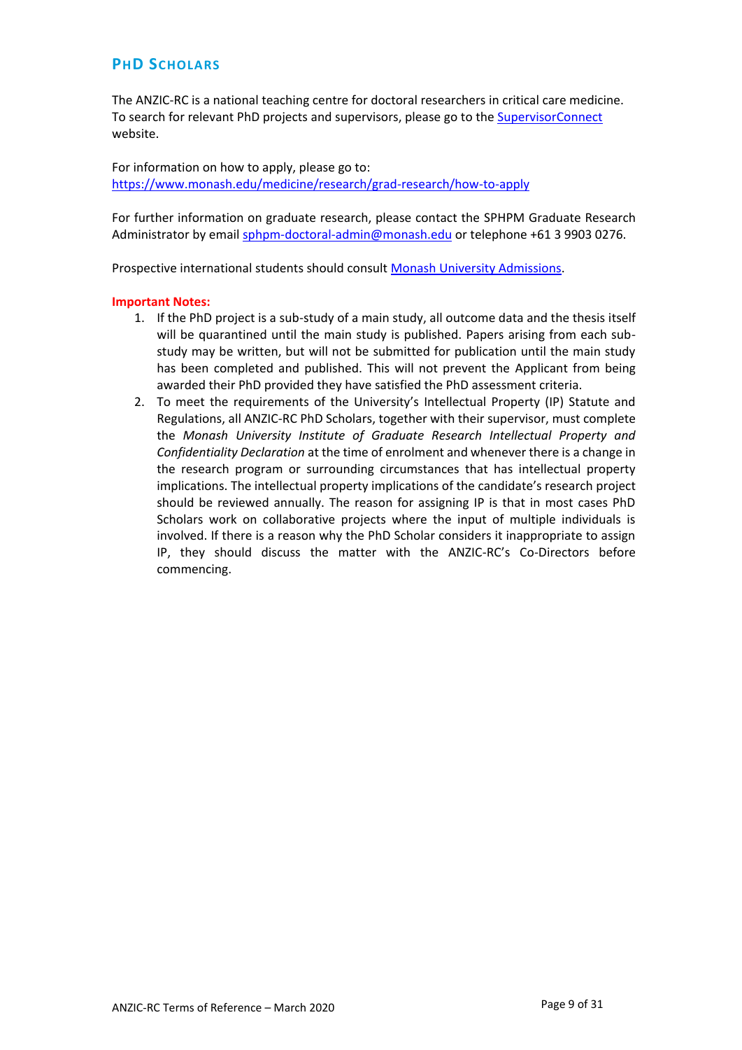## PhD Scholars

The ANZIC-RC is a national teaching centre for doctoral researchers in critical care medicine. To search for relevant PhD projects and supervisors, please go to the [SupervisorConnect](SupervisorConnect) website.

For information on how to apply, please go to:
https://www.monash.edu/medicine/research/grad-research/how-to-apply

For further information on graduate research, please contact the SPHPM Graduate Research Administrator by email sphpm-doctoral-admin@monash.edu or telephone +61 3 9903 0276.

Prospective international students should consult Monash University Admissions.

**Important Notes:**

1. If the PhD project is a sub-study of a main study, all outcome data and the thesis itself will be quarantined until the main study is published. Papers arising from each sub-study may be written, but will not be submitted for publication until the main study has been completed and published. This will not prevent the Applicant from being awarded their PhD provided they have satisfied the PhD assessment criteria.
2. To meet the requirements of the University's Intellectual Property (IP) Statute and Regulations, all ANZIC-RC PhD Scholars, together with their supervisor, must complete the *Monash University Institute of Graduate Research Intellectual Property and Confidentiality Declaration* at the time of enrolment and whenever there is a change in the research program or surrounding circumstances that has intellectual property implications. The intellectual property implications of the candidate's research project should be reviewed annually. The reason for assigning IP is that in most cases PhD Scholars work on collaborative projects where the input of multiple individuals is involved. If there is a reason why the PhD Scholar considers it inappropriate to assign IP, they should discuss the matter with the ANZIC-RC's Co-Directors before commencing.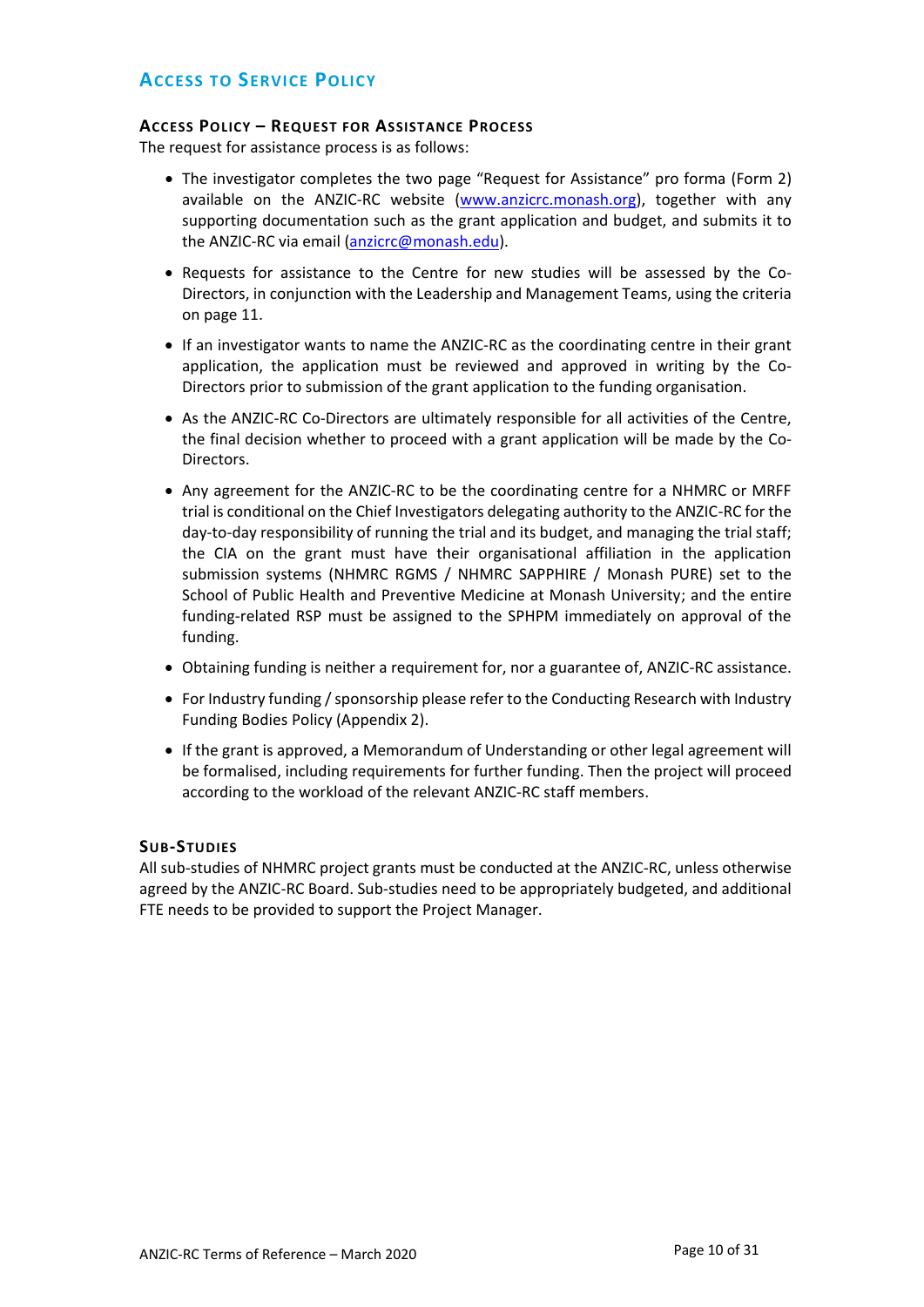## Access to Service Policy

### Access Policy – Request for Assistance Process

The request for assistance process is as follows:

- The investigator completes the two page "Request for Assistance" pro forma (Form 2) available on the ANZIC-RC website (www.anzicrc.monash.org), together with any supporting documentation such as the grant application and budget, and submits it to the ANZIC-RC via email (anzicrc@monash.edu).
- Requests for assistance to the Centre for new studies will be assessed by the Co-Directors, in conjunction with the Leadership and Management Teams, using the criteria on page 11.
- If an investigator wants to name the ANZIC-RC as the coordinating centre in their grant application, the application must be reviewed and approved in writing by the Co-Directors prior to submission of the grant application to the funding organisation.
- As the ANZIC-RC Co-Directors are ultimately responsible for all activities of the Centre, the final decision whether to proceed with a grant application will be made by the Co-Directors.
- Any agreement for the ANZIC-RC to be the coordinating centre for a NHMRC or MRFF trial is conditional on the Chief Investigators delegating authority to the ANZIC-RC for the day-to-day responsibility of running the trial and its budget, and managing the trial staff; the CIA on the grant must have their organisational affiliation in the application submission systems (NHMRC RGMS / NHMRC SAPPHIRE / Monash PURE) set to the School of Public Health and Preventive Medicine at Monash University; and the entire funding-related RSP must be assigned to the SPHPM immediately on approval of the funding.
- Obtaining funding is neither a requirement for, nor a guarantee of, ANZIC-RC assistance.
- For Industry funding / sponsorship please refer to the Conducting Research with Industry Funding Bodies Policy (Appendix 2).
- If the grant is approved, a Memorandum of Understanding or other legal agreement will be formalised, including requirements for further funding. Then the project will proceed according to the workload of the relevant ANZIC-RC staff members.

### Sub-Studies

All sub-studies of NHMRC project grants must be conducted at the ANZIC-RC, unless otherwise agreed by the ANZIC-RC Board. Sub-studies need to be appropriately budgeted, and additional FTE needs to be provided to support the Project Manager.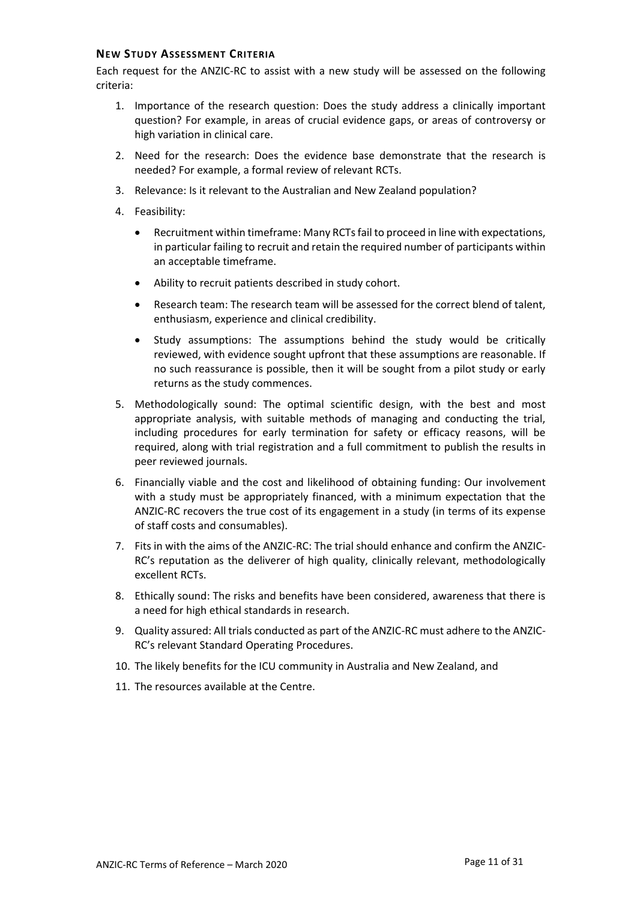### New Study Assessment Criteria

Each request for the ANZIC-RC to assist with a new study will be assessed on the following criteria:

1. Importance of the research question: Does the study address a clinically important question? For example, in areas of crucial evidence gaps, or areas of controversy or high variation in clinical care.
2. Need for the research: Does the evidence base demonstrate that the research is needed? For example, a formal review of relevant RCTs.
3. Relevance: Is it relevant to the Australian and New Zealand population?
4. Feasibility:
   - Recruitment within timeframe: Many RCTs fail to proceed in line with expectations, in particular failing to recruit and retain the required number of participants within an acceptable timeframe.
   - Ability to recruit patients described in study cohort.
   - Research team: The research team will be assessed for the correct blend of talent, enthusiasm, experience and clinical credibility.
   - Study assumptions: The assumptions behind the study would be critically reviewed, with evidence sought upfront that these assumptions are reasonable. If no such reassurance is possible, then it will be sought from a pilot study or early returns as the study commences.
5. Methodologically sound: The optimal scientific design, with the best and most appropriate analysis, with suitable methods of managing and conducting the trial, including procedures for early termination for safety or efficacy reasons, will be required, along with trial registration and a full commitment to publish the results in peer reviewed journals.
6. Financially viable and the cost and likelihood of obtaining funding: Our involvement with a study must be appropriately financed, with a minimum expectation that the ANZIC-RC recovers the true cost of its engagement in a study (in terms of its expense of staff costs and consumables).
7. Fits in with the aims of the ANZIC-RC: The trial should enhance and confirm the ANZIC-RC's reputation as the deliverer of high quality, clinically relevant, methodologically excellent RCTs.
8. Ethically sound: The risks and benefits have been considered, awareness that there is a need for high ethical standards in research.
9. Quality assured: All trials conducted as part of the ANZIC-RC must adhere to the ANZIC-RC's relevant Standard Operating Procedures.
10. The likely benefits for the ICU community in Australia and New Zealand, and
11. The resources available at the Centre.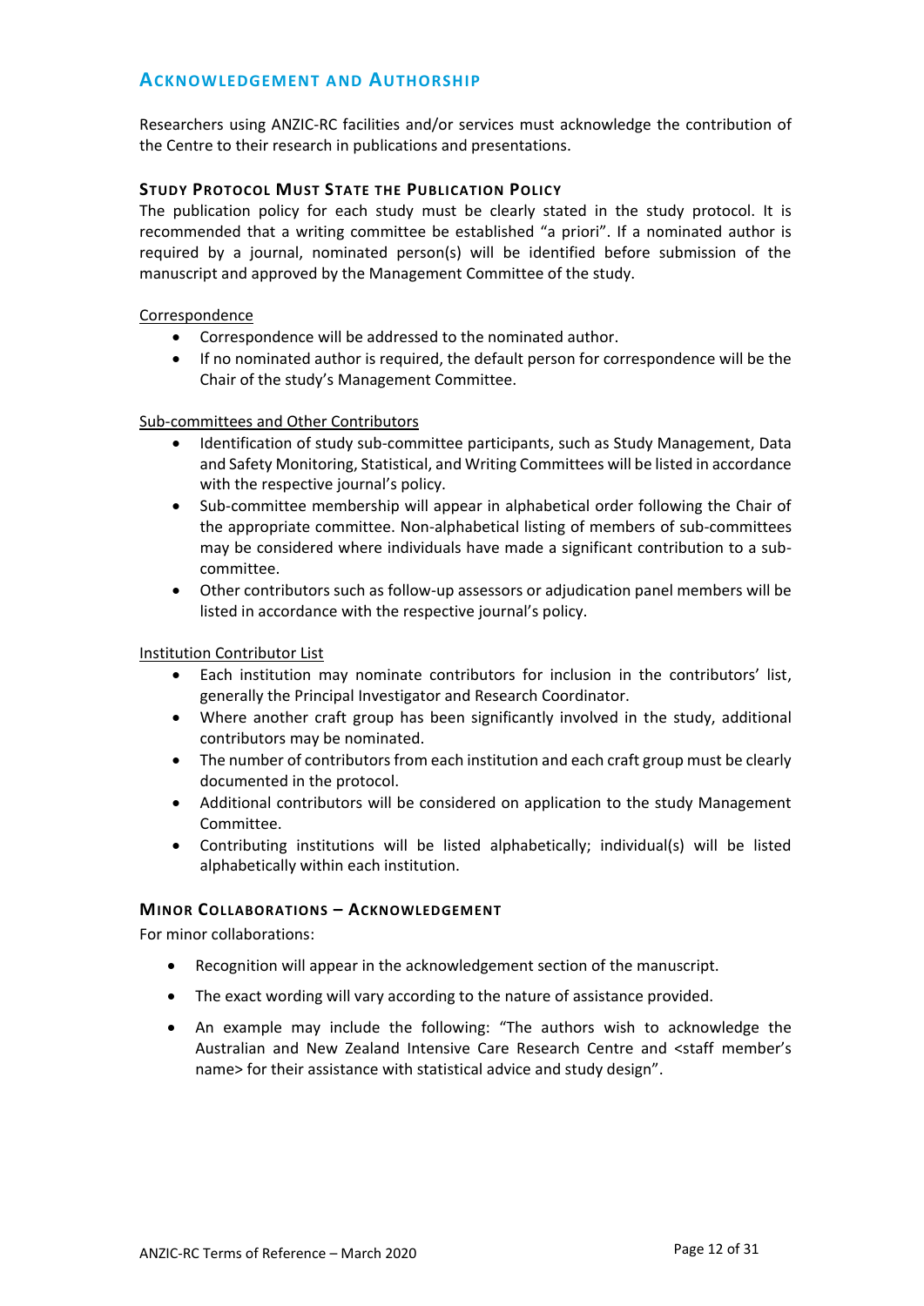## Acknowledgement and Authorship

Researchers using ANZIC-RC facilities and/or services must acknowledge the contribution of the Centre to their research in publications and presentations.

### Study Protocol Must State the Publication Policy

The publication policy for each study must be clearly stated in the study protocol. It is recommended that a writing committee be established "a priori". If a nominated author is required by a journal, nominated person(s) will be identified before submission of the manuscript and approved by the Management Committee of the study.

<u>Correspondence</u>

- Correspondence will be addressed to the nominated author.
- If no nominated author is required, the default person for correspondence will be the Chair of the study's Management Committee.

<u>Sub-committees and Other Contributors</u>

- Identification of study sub-committee participants, such as Study Management, Data and Safety Monitoring, Statistical, and Writing Committees will be listed in accordance with the respective journal's policy.
- Sub-committee membership will appear in alphabetical order following the Chair of the appropriate committee. Non-alphabetical listing of members of sub-committees may be considered where individuals have made a significant contribution to a sub-committee.
- Other contributors such as follow-up assessors or adjudication panel members will be listed in accordance with the respective journal's policy.

<u>Institution Contributor List</u>

- Each institution may nominate contributors for inclusion in the contributors' list, generally the Principal Investigator and Research Coordinator.
- Where another craft group has been significantly involved in the study, additional contributors may be nominated.
- The number of contributors from each institution and each craft group must be clearly documented in the protocol.
- Additional contributors will be considered on application to the study Management Committee.
- Contributing institutions will be listed alphabetically; individual(s) will be listed alphabetically within each institution.

### Minor Collaborations – Acknowledgement

For minor collaborations:

- Recognition will appear in the acknowledgement section of the manuscript.
- The exact wording will vary according to the nature of assistance provided.
- An example may include the following: "The authors wish to acknowledge the Australian and New Zealand Intensive Care Research Centre and <staff member's name> for their assistance with statistical advice and study design".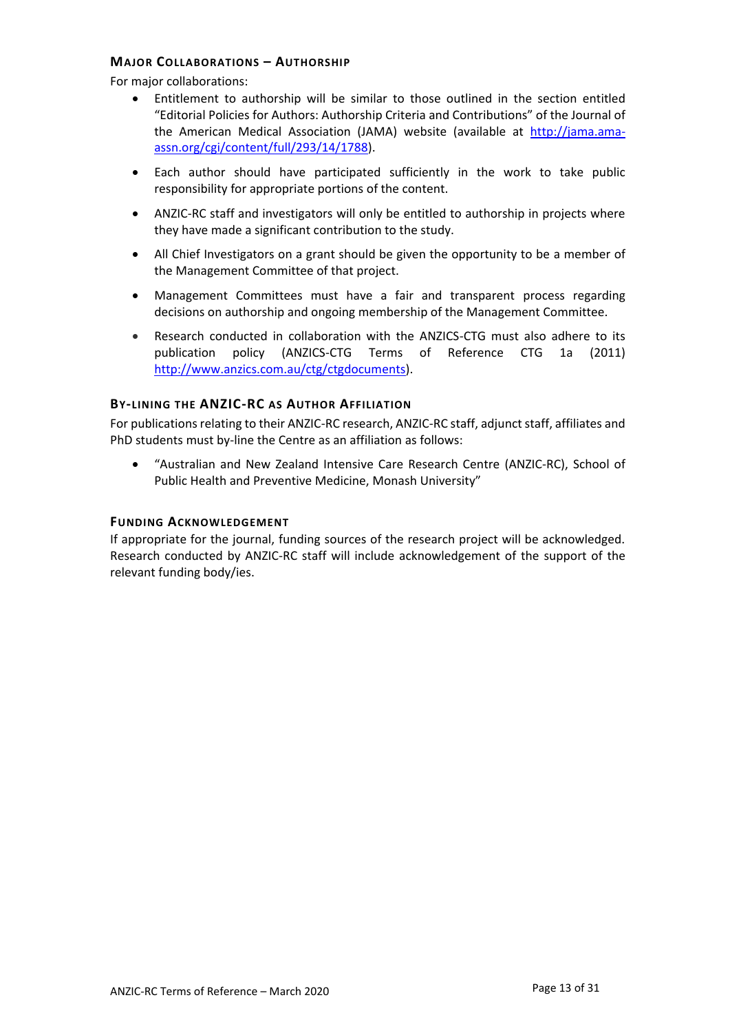### Major Collaborations – Authorship

For major collaborations:

- Entitlement to authorship will be similar to those outlined in the section entitled "Editorial Policies for Authors: Authorship Criteria and Contributions" of the Journal of the American Medical Association (JAMA) website (available at http://jama.ama-assn.org/cgi/content/full/293/14/1788).
- Each author should have participated sufficiently in the work to take public responsibility for appropriate portions of the content.
- ANZIC-RC staff and investigators will only be entitled to authorship in projects where they have made a significant contribution to the study.
- All Chief Investigators on a grant should be given the opportunity to be a member of the Management Committee of that project.
- Management Committees must have a fair and transparent process regarding decisions on authorship and ongoing membership of the Management Committee.
- Research conducted in collaboration with the ANZICS-CTG must also adhere to its publication policy (ANZICS-CTG Terms of Reference CTG 1a (2011) http://www.anzics.com.au/ctg/ctgdocuments).

### By-lining the ANZIC-RC as Author Affiliation

For publications relating to their ANZIC-RC research, ANZIC-RC staff, adjunct staff, affiliates and PhD students must by-line the Centre as an affiliation as follows:

- "Australian and New Zealand Intensive Care Research Centre (ANZIC-RC), School of Public Health and Preventive Medicine, Monash University"

### Funding Acknowledgement

If appropriate for the journal, funding sources of the research project will be acknowledged. Research conducted by ANZIC-RC staff will include acknowledgement of the support of the relevant funding body/ies.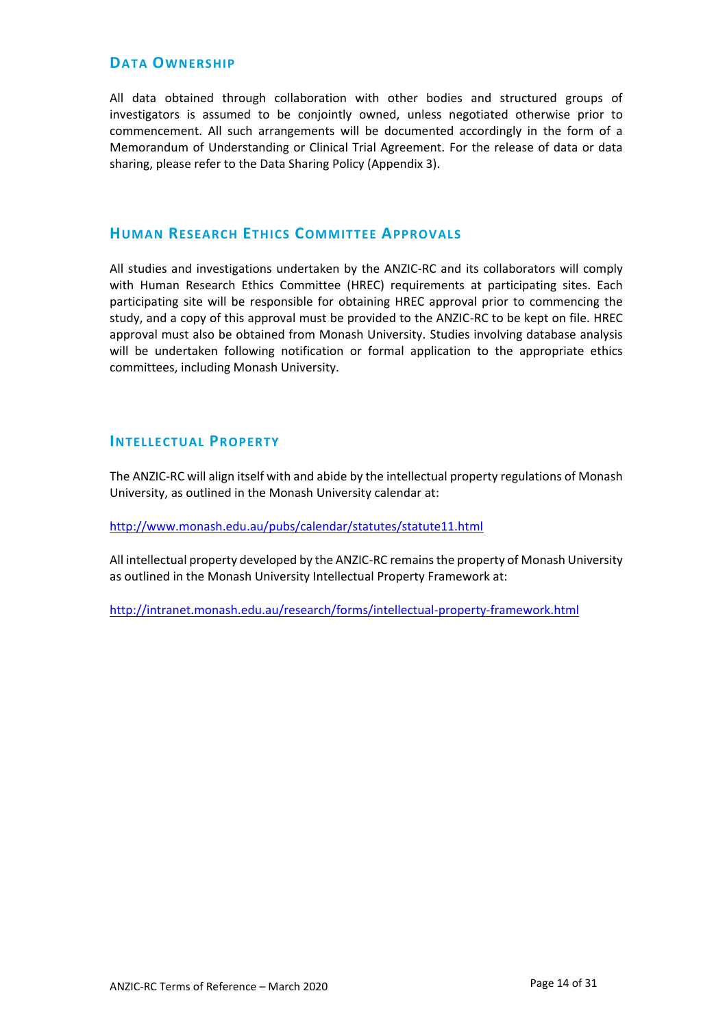## Data Ownership

All data obtained through collaboration with other bodies and structured groups of investigators is assumed to be conjointly owned, unless negotiated otherwise prior to commencement. All such arrangements will be documented accordingly in the form of a Memorandum of Understanding or Clinical Trial Agreement. For the release of data or data sharing, please refer to the Data Sharing Policy (Appendix 3).

## Human Research Ethics Committee Approvals

All studies and investigations undertaken by the ANZIC-RC and its collaborators will comply with Human Research Ethics Committee (HREC) requirements at participating sites. Each participating site will be responsible for obtaining HREC approval prior to commencing the study, and a copy of this approval must be provided to the ANZIC-RC to be kept on file. HREC approval must also be obtained from Monash University. Studies involving database analysis will be undertaken following notification or formal application to the appropriate ethics committees, including Monash University.

## Intellectual Property

The ANZIC-RC will align itself with and abide by the intellectual property regulations of Monash University, as outlined in the Monash University calendar at:

http://www.monash.edu.au/pubs/calendar/statutes/statute11.html

All intellectual property developed by the ANZIC-RC remains the property of Monash University as outlined in the Monash University Intellectual Property Framework at:

http://intranet.monash.edu.au/research/forms/intellectual-property-framework.html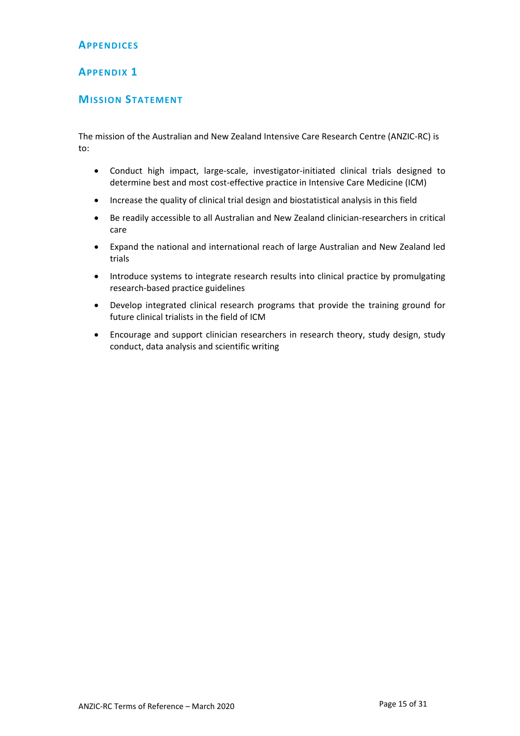# Appendices

## Appendix 1

### Mission Statement

The mission of the Australian and New Zealand Intensive Care Research Centre (ANZIC-RC) is to:

- Conduct high impact, large-scale, investigator-initiated clinical trials designed to determine best and most cost-effective practice in Intensive Care Medicine (ICM)
- Increase the quality of clinical trial design and biostatistical analysis in this field
- Be readily accessible to all Australian and New Zealand clinician-researchers in critical care
- Expand the national and international reach of large Australian and New Zealand led trials
- Introduce systems to integrate research results into clinical practice by promulgating research-based practice guidelines
- Develop integrated clinical research programs that provide the training ground for future clinical trialists in the field of ICM
- Encourage and support clinician researchers in research theory, study design, study conduct, data analysis and scientific writing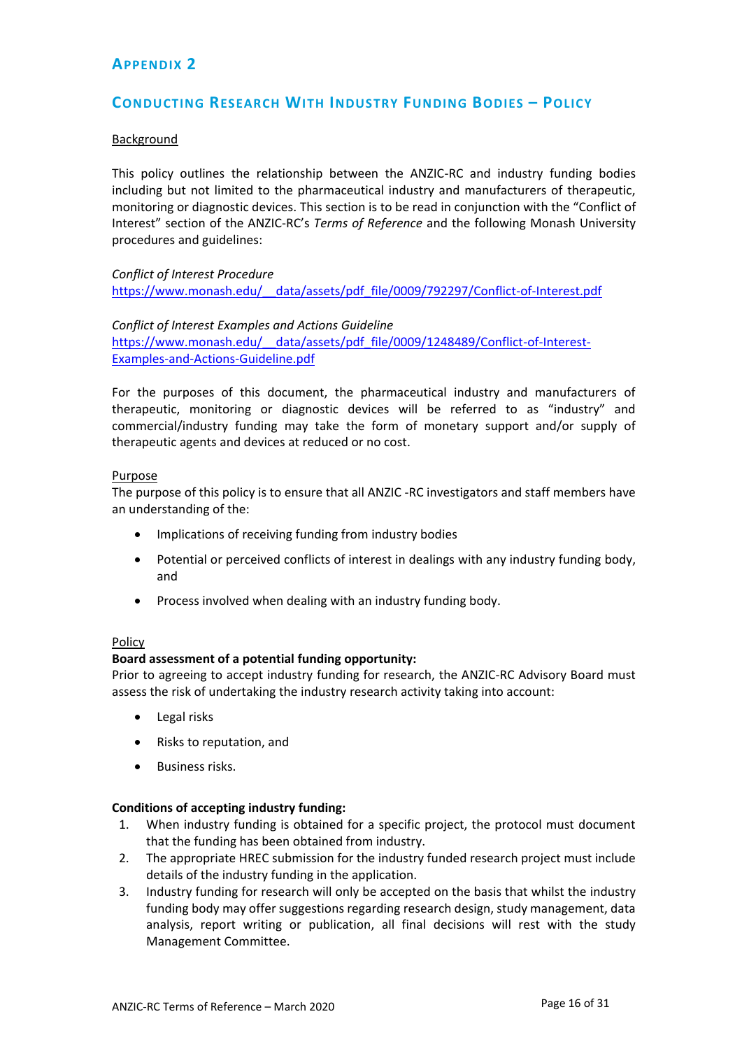# Appendix 2

## Conducting Research With Industry Funding Bodies – Policy

Background

This policy outlines the relationship between the ANZIC-RC and industry funding bodies including but not limited to the pharmaceutical industry and manufacturers of therapeutic, monitoring or diagnostic devices. This section is to be read in conjunction with the "Conflict of Interest" section of the ANZIC-RC's *Terms of Reference* and the following Monash University procedures and guidelines:

*Conflict of Interest Procedure*
https://www.monash.edu/__data/assets/pdf_file/0009/792297/Conflict-of-Interest.pdf

*Conflict of Interest Examples and Actions Guideline*
https://www.monash.edu/__data/assets/pdf_file/0009/1248489/Conflict-of-Interest-Examples-and-Actions-Guideline.pdf

For the purposes of this document, the pharmaceutical industry and manufacturers of therapeutic, monitoring or diagnostic devices will be referred to as "industry" and commercial/industry funding may take the form of monetary support and/or supply of therapeutic agents and devices at reduced or no cost.

Purpose

The purpose of this policy is to ensure that all ANZIC -RC investigators and staff members have an understanding of the:

- Implications of receiving funding from industry bodies
- Potential or perceived conflicts of interest in dealings with any industry funding body, and
- Process involved when dealing with an industry funding body.

Policy

**Board assessment of a potential funding opportunity:**

Prior to agreeing to accept industry funding for research, the ANZIC-RC Advisory Board must assess the risk of undertaking the industry research activity taking into account:

- Legal risks
- Risks to reputation, and
- Business risks.

**Conditions of accepting industry funding:**

1. When industry funding is obtained for a specific project, the protocol must document that the funding has been obtained from industry.
2. The appropriate HREC submission for the industry funded research project must include details of the industry funding in the application.
3. Industry funding for research will only be accepted on the basis that whilst the industry funding body may offer suggestions regarding research design, study management, data analysis, report writing or publication, all final decisions will rest with the study Management Committee.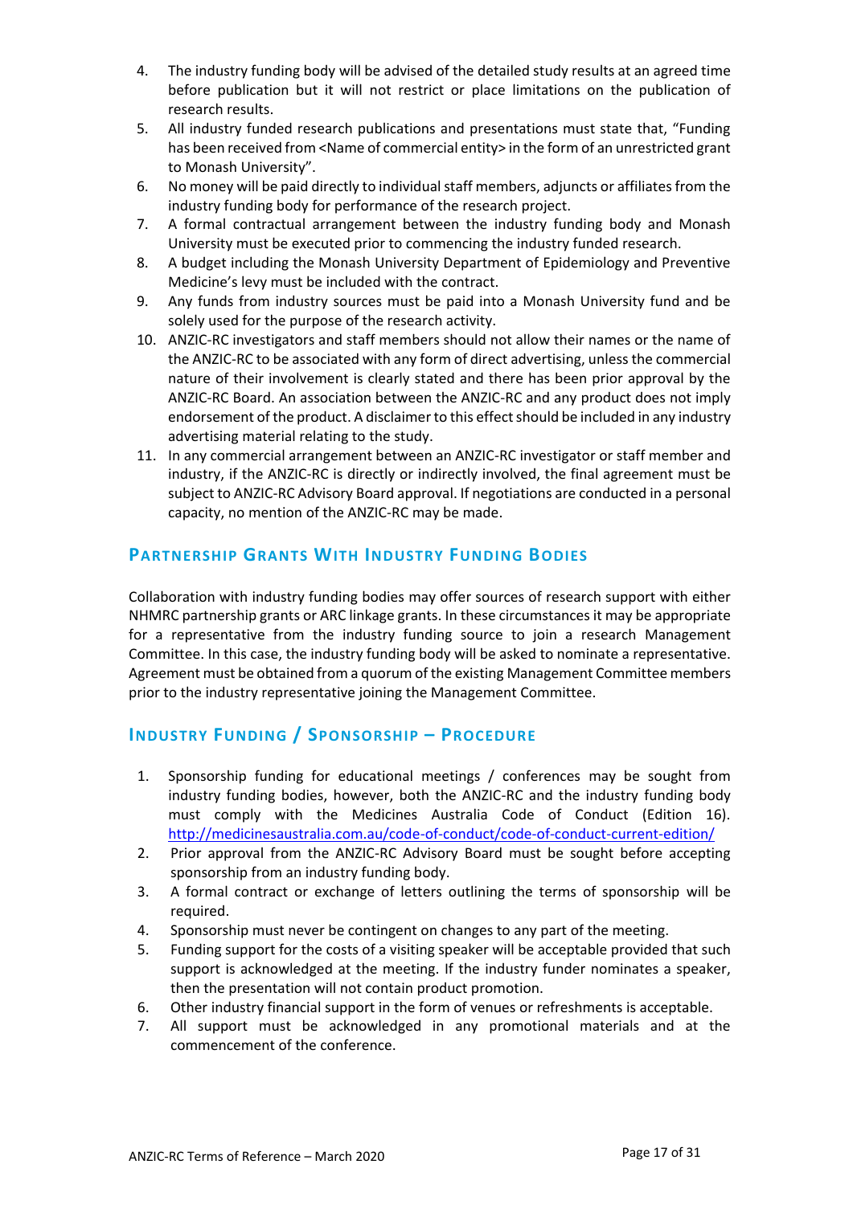4. The industry funding body will be advised of the detailed study results at an agreed time before publication but it will not restrict or place limitations on the publication of research results.
5. All industry funded research publications and presentations must state that, “Funding has been received from <Name of commercial entity> in the form of an unrestricted grant to Monash University”.
6. No money will be paid directly to individual staff members, adjuncts or affiliates from the industry funding body for performance of the research project.
7. A formal contractual arrangement between the industry funding body and Monash University must be executed prior to commencing the industry funded research.
8. A budget including the Monash University Department of Epidemiology and Preventive Medicine’s levy must be included with the contract.
9. Any funds from industry sources must be paid into a Monash University fund and be solely used for the purpose of the research activity.
10. ANZIC-RC investigators and staff members should not allow their names or the name of the ANZIC-RC to be associated with any form of direct advertising, unless the commercial nature of their involvement is clearly stated and there has been prior approval by the ANZIC-RC Board. An association between the ANZIC-RC and any product does not imply endorsement of the product. A disclaimer to this effect should be included in any industry advertising material relating to the study.
11. In any commercial arrangement between an ANZIC-RC investigator or staff member and industry, if the ANZIC-RC is directly or indirectly involved, the final agreement must be subject to ANZIC-RC Advisory Board approval. If negotiations are conducted in a personal capacity, no mention of the ANZIC-RC may be made.

## Partnership Grants With Industry Funding Bodies

Collaboration with industry funding bodies may offer sources of research support with either NHMRC partnership grants or ARC linkage grants. In these circumstances it may be appropriate for a representative from the industry funding source to join a research Management Committee. In this case, the industry funding body will be asked to nominate a representative. Agreement must be obtained from a quorum of the existing Management Committee members prior to the industry representative joining the Management Committee.

## Industry Funding / Sponsorship – Procedure

1. Sponsorship funding for educational meetings / conferences may be sought from industry funding bodies, however, both the ANZIC-RC and the industry funding body must comply with the Medicines Australia Code of Conduct (Edition 16). http://medicinesaustralia.com.au/code-of-conduct/code-of-conduct-current-edition/
2. Prior approval from the ANZIC-RC Advisory Board must be sought before accepting sponsorship from an industry funding body.
3. A formal contract or exchange of letters outlining the terms of sponsorship will be required.
4. Sponsorship must never be contingent on changes to any part of the meeting.
5. Funding support for the costs of a visiting speaker will be acceptable provided that such support is acknowledged at the meeting. If the industry funder nominates a speaker, then the presentation will not contain product promotion.
6. Other industry financial support in the form of venues or refreshments is acceptable.
7. All support must be acknowledged in any promotional materials and at the commencement of the conference.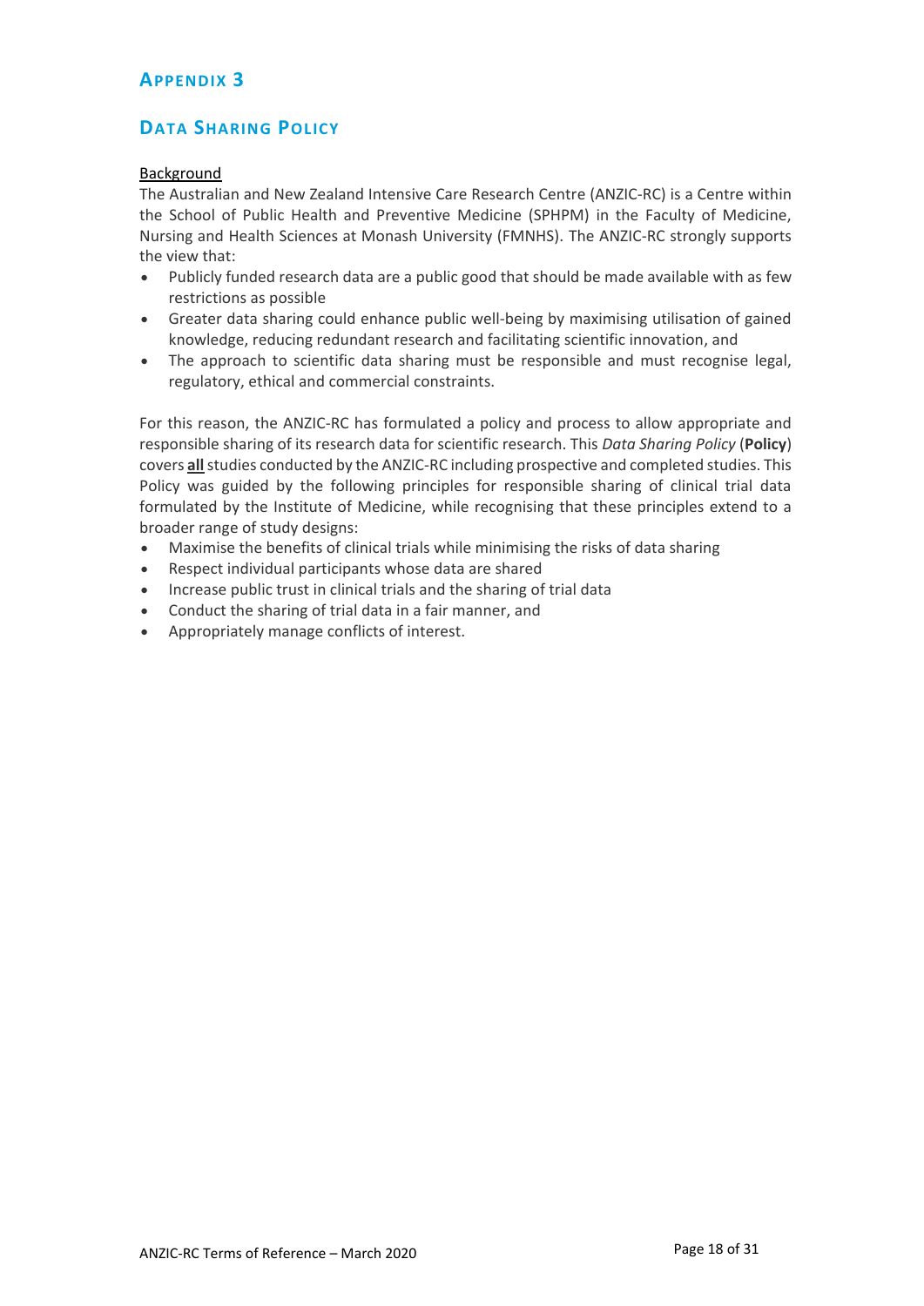## Appendix 3

## Data Sharing Policy

Background

The Australian and New Zealand Intensive Care Research Centre (ANZIC-RC) is a Centre within the School of Public Health and Preventive Medicine (SPHPM) in the Faculty of Medicine, Nursing and Health Sciences at Monash University (FMNHS). The ANZIC-RC strongly supports the view that:

- Publicly funded research data are a public good that should be made available with as few restrictions as possible
- Greater data sharing could enhance public well-being by maximising utilisation of gained knowledge, reducing redundant research and facilitating scientific innovation, and
- The approach to scientific data sharing must be responsible and must recognise legal, regulatory, ethical and commercial constraints.

For this reason, the ANZIC-RC has formulated a policy and process to allow appropriate and responsible sharing of its research data for scientific research. This *Data Sharing Policy* (**Policy**) covers **all** studies conducted by the ANZIC-RC including prospective and completed studies. This Policy was guided by the following principles for responsible sharing of clinical trial data formulated by the Institute of Medicine, while recognising that these principles extend to a broader range of study designs:

- Maximise the benefits of clinical trials while minimising the risks of data sharing
- Respect individual participants whose data are shared
- Increase public trust in clinical trials and the sharing of trial data
- Conduct the sharing of trial data in a fair manner, and
- Appropriately manage conflicts of interest.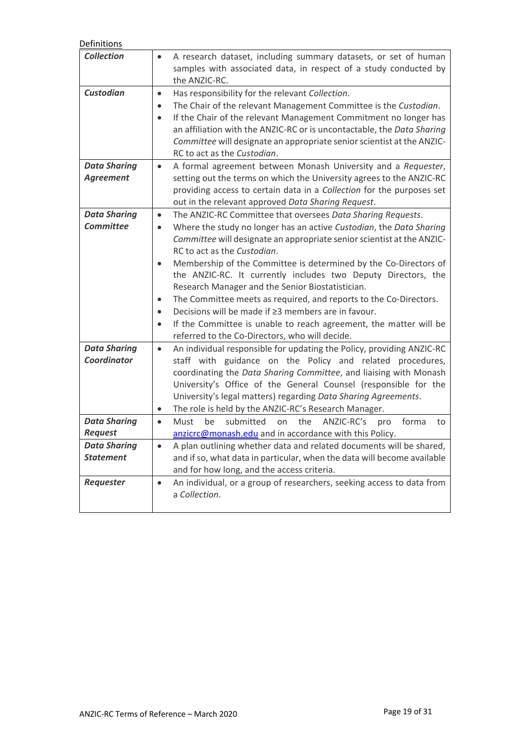Definitions

| | |
|---|---|
| ***Collection*** | • A research dataset, including summary datasets, or set of human samples with associated data, in respect of a study conducted by the ANZIC-RC. |
| ***Custodian*** | • Has responsibility for the relevant *Collection*.<br>• The Chair of the relevant Management Committee is the *Custodian*.<br>• If the Chair of the relevant Management Commitment no longer has an affiliation with the ANZIC-RC or is uncontactable, the *Data Sharing Committee* will designate an appropriate senior scientist at the ANZIC-RC to act as the *Custodian*. |
| ***Data Sharing Agreement*** | • A formal agreement between Monash University and a *Requester*, setting out the terms on which the University agrees to the ANZIC-RC providing access to certain data in a *Collection* for the purposes set out in the relevant approved *Data Sharing Request*. |
| ***Data Sharing Committee*** | • The ANZIC-RC Committee that oversees *Data Sharing Requests*.<br>• Where the study no longer has an active *Custodian*, the *Data Sharing Committee* will designate an appropriate senior scientist at the ANZIC-RC to act as the *Custodian*.<br>• Membership of the Committee is determined by the Co-Directors of the ANZIC-RC. It currently includes two Deputy Directors, the Research Manager and the Senior Biostatistician.<br>• The Committee meets as required, and reports to the Co-Directors.<br>• Decisions will be made if ≥3 members are in favour.<br>• If the Committee is unable to reach agreement, the matter will be referred to the Co-Directors, who will decide. |
| ***Data Sharing Coordinator*** | • An individual responsible for updating the Policy, providing ANZIC-RC staff with guidance on the Policy and related procedures, coordinating the *Data Sharing Committee*, and liaising with Monash University's Office of the General Counsel (responsible for the University's legal matters) regarding *Data Sharing Agreements*.<br>• The role is held by the ANZIC-RC's Research Manager. |
| ***Data Sharing Request*** | • Must be submitted on the ANZIC-RC's pro forma to anzicrc@monash.edu and in accordance with this Policy. |
| ***Data Sharing Statement*** | • A plan outlining whether data and related documents will be shared, and if so, what data in particular, when the data will become available and for how long, and the access criteria. |
| ***Requester*** | • An individual, or a group of researchers, seeking access to data from a *Collection*. |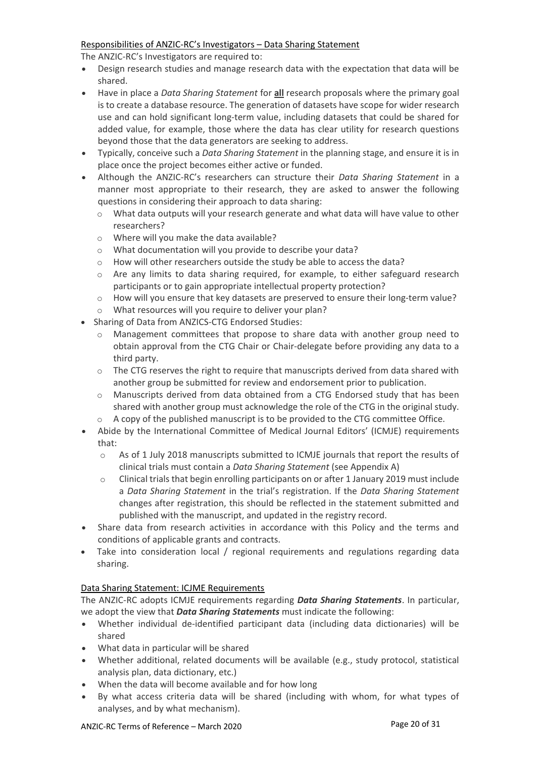<u>Responsibilities of ANZIC-RC's Investigators – Data Sharing Statement</u>

The ANZIC-RC's Investigators are required to:

- Design research studies and manage research data with the expectation that data will be shared.
- Have in place a *Data Sharing Statement* for **<u>all</u>** research proposals where the primary goal is to create a database resource. The generation of datasets have scope for wider research use and can hold significant long-term value, including datasets that could be shared for added value, for example, those where the data has clear utility for research questions beyond those that the data generators are seeking to address.
- Typically, conceive such a *Data Sharing Statement* in the planning stage, and ensure it is in place once the project becomes either active or funded.
- Although the ANZIC-RC's researchers can structure their *Data Sharing Statement* in a manner most appropriate to their research, they are asked to answer the following questions in considering their approach to data sharing:
  - What data outputs will your research generate and what data will have value to other researchers?
  - Where will you make the data available?
  - What documentation will you provide to describe your data?
  - How will other researchers outside the study be able to access the data?
  - Are any limits to data sharing required, for example, to either safeguard research participants or to gain appropriate intellectual property protection?
  - How will you ensure that key datasets are preserved to ensure their long-term value?
  - What resources will you require to deliver your plan?
- Sharing of Data from ANZICS-CTG Endorsed Studies:
  - Management committees that propose to share data with another group need to obtain approval from the CTG Chair or Chair-delegate before providing any data to a third party.
  - The CTG reserves the right to require that manuscripts derived from data shared with another group be submitted for review and endorsement prior to publication.
  - Manuscripts derived from data obtained from a CTG Endorsed study that has been shared with another group must acknowledge the role of the CTG in the original study.
  - A copy of the published manuscript is to be provided to the CTG committee Office.
- Abide by the International Committee of Medical Journal Editors' (ICMJE) requirements that:
  - As of 1 July 2018 manuscripts submitted to ICMJE journals that report the results of clinical trials must contain a *Data Sharing Statement* (see Appendix A)
  - Clinical trials that begin enrolling participants on or after 1 January 2019 must include a *Data Sharing Statement* in the trial's registration. If the *Data Sharing Statement* changes after registration, this should be reflected in the statement submitted and published with the manuscript, and updated in the registry record.
- Share data from research activities in accordance with this Policy and the terms and conditions of applicable grants and contracts.
- Take into consideration local / regional requirements and regulations regarding data sharing.

<u>Data Sharing Statement: ICJME Requirements</u>

The ANZIC-RC adopts ICMJE requirements regarding ***Data Sharing Statements***. In particular, we adopt the view that ***Data Sharing Statements*** must indicate the following:

- Whether individual de-identified participant data (including data dictionaries) will be shared
- What data in particular will be shared
- Whether additional, related documents will be available (e.g., study protocol, statistical analysis plan, data dictionary, etc.)
- When the data will become available and for how long
- By what access criteria data will be shared (including with whom, for what types of analyses, and by what mechanism).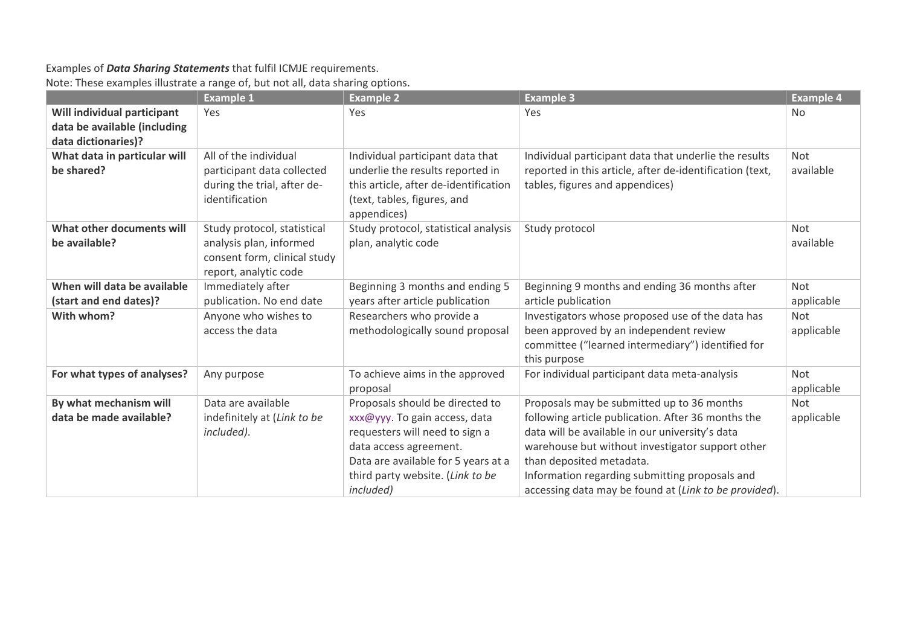Examples of ***Data Sharing Statements*** that fulfil ICMJE requirements.
Note: These examples illustrate a range of, but not all, data sharing options.

| | Example 1 | Example 2 | Example 3 | Example 4 |
|---|---|---|---|---|
| **Will individual participant data be available (including data dictionaries)?** | Yes | Yes | Yes | No |
| **What data in particular will be shared?** | All of the individual participant data collected during the trial, after de-identification | Individual participant data that underlie the results reported in this article, after de-identification (text, tables, figures, and appendices) | Individual participant data that underlie the results reported in this article, after de-identification (text, tables, figures and appendices) | Not available |
| **What other documents will be available?** | Study protocol, statistical analysis plan, informed consent form, clinical study report, analytic code | Study protocol, statistical analysis plan, analytic code | Study protocol | Not available |
| **When will data be available (start and end dates)?** | Immediately after publication. No end date | Beginning 3 months and ending 5 years after article publication | Beginning 9 months and ending 36 months after article publication | Not applicable |
| **With whom?** | Anyone who wishes to access the data | Researchers who provide a methodologically sound proposal | Investigators whose proposed use of the data has been approved by an independent review committee ("learned intermediary") identified for this purpose | Not applicable |
| **For what types of analyses?** | Any purpose | To achieve aims in the approved proposal | For individual participant data meta-analysis | Not applicable |
| **By what mechanism will data be made available?** | Data are available indefinitely at (*Link to be included*). | Proposals should be directed to xxx@yyy. To gain access, data requesters will need to sign a data access agreement. Data are available for 5 years at a third party website. (*Link to be included*) | Proposals may be submitted up to 36 months following article publication. After 36 months the data will be available in our university's data warehouse but without investigator support other than deposited metadata. Information regarding submitting proposals and accessing data may be found at (*Link to be provided*). | Not applicable |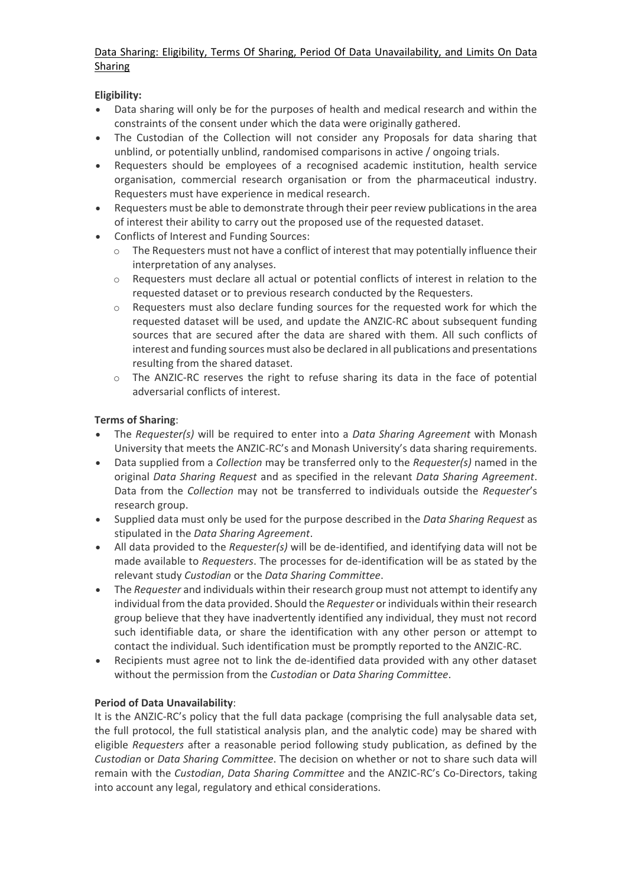Data Sharing: Eligibility, Terms Of Sharing, Period Of Data Unavailability, and Limits On Data Sharing

**Eligibility:**

- Data sharing will only be for the purposes of health and medical research and within the constraints of the consent under which the data were originally gathered.
- The Custodian of the Collection will not consider any Proposals for data sharing that unblind, or potentially unblind, randomised comparisons in active / ongoing trials.
- Requesters should be employees of a recognised academic institution, health service organisation, commercial research organisation or from the pharmaceutical industry. Requesters must have experience in medical research.
- Requesters must be able to demonstrate through their peer review publications in the area of interest their ability to carry out the proposed use of the requested dataset.
- Conflicts of Interest and Funding Sources:
  - The Requesters must not have a conflict of interest that may potentially influence their interpretation of any analyses.
  - Requesters must declare all actual or potential conflicts of interest in relation to the requested dataset or to previous research conducted by the Requesters.
  - Requesters must also declare funding sources for the requested work for which the requested dataset will be used, and update the ANZIC-RC about subsequent funding sources that are secured after the data are shared with them. All such conflicts of interest and funding sources must also be declared in all publications and presentations resulting from the shared dataset.
  - The ANZIC-RC reserves the right to refuse sharing its data in the face of potential adversarial conflicts of interest.

**Terms of Sharing**:

- The *Requester(s)* will be required to enter into a *Data Sharing Agreement* with Monash University that meets the ANZIC-RC's and Monash University's data sharing requirements.
- Data supplied from a *Collection* may be transferred only to the *Requester(s)* named in the original *Data Sharing Request* and as specified in the relevant *Data Sharing Agreement*. Data from the *Collection* may not be transferred to individuals outside the *Requester*'s research group.
- Supplied data must only be used for the purpose described in the *Data Sharing Request* as stipulated in the *Data Sharing Agreement*.
- All data provided to the *Requester(s)* will be de-identified, and identifying data will not be made available to *Requesters*. The processes for de-identification will be as stated by the relevant study *Custodian* or the *Data Sharing Committee*.
- The *Requester* and individuals within their research group must not attempt to identify any individual from the data provided. Should the *Requester* or individuals within their research group believe that they have inadvertently identified any individual, they must not record such identifiable data, or share the identification with any other person or attempt to contact the individual. Such identification must be promptly reported to the ANZIC-RC.
- Recipients must agree not to link the de-identified data provided with any other dataset without the permission from the *Custodian* or *Data Sharing Committee*.

**Period of Data Unavailability**:

It is the ANZIC-RC's policy that the full data package (comprising the full analysable data set, the full protocol, the full statistical analysis plan, and the analytic code) may be shared with eligible *Requesters* after a reasonable period following study publication, as defined by the *Custodian* or *Data Sharing Committee*. The decision on whether or not to share such data will remain with the *Custodian*, *Data Sharing Committee* and the ANZIC-RC's Co-Directors, taking into account any legal, regulatory and ethical considerations.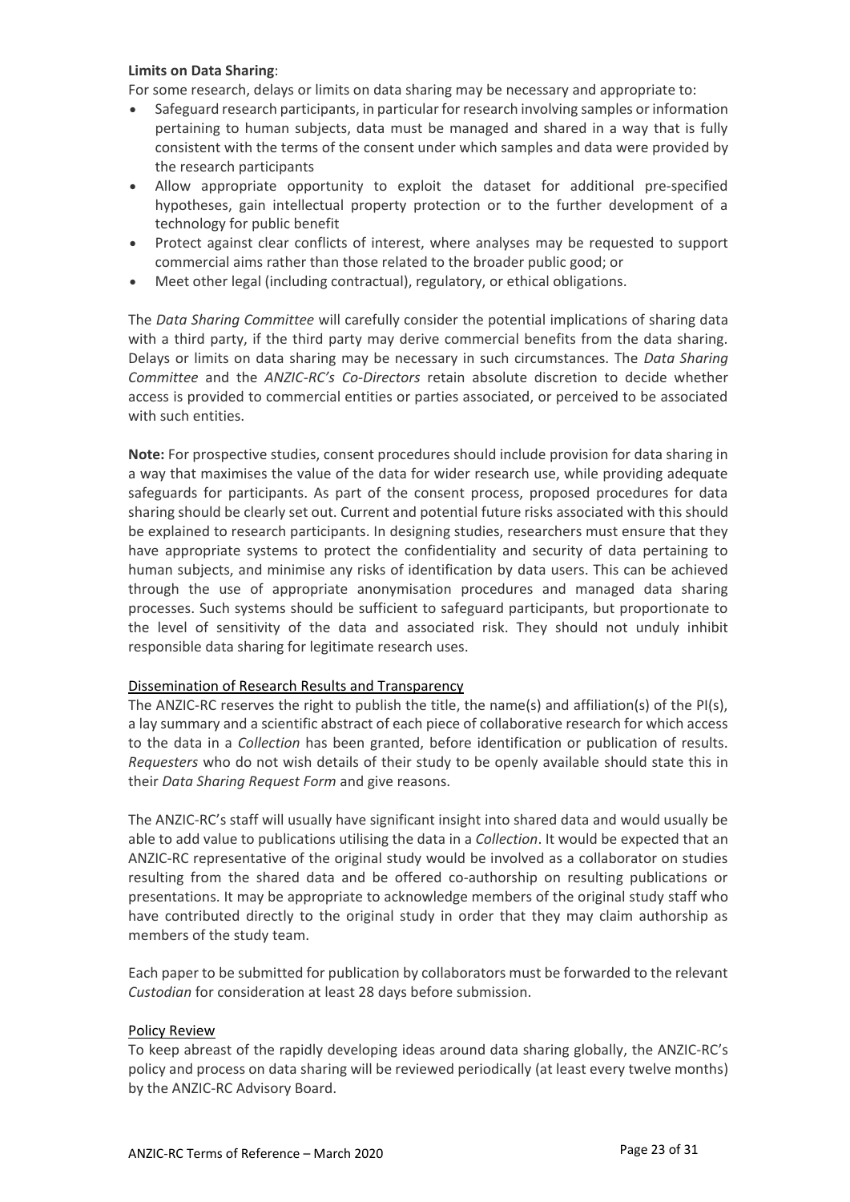**Limits on Data Sharing**:

For some research, delays or limits on data sharing may be necessary and appropriate to:

- Safeguard research participants, in particular for research involving samples or information pertaining to human subjects, data must be managed and shared in a way that is fully consistent with the terms of the consent under which samples and data were provided by the research participants
- Allow appropriate opportunity to exploit the dataset for additional pre-specified hypotheses, gain intellectual property protection or to the further development of a technology for public benefit
- Protect against clear conflicts of interest, where analyses may be requested to support commercial aims rather than those related to the broader public good; or
- Meet other legal (including contractual), regulatory, or ethical obligations.

The *Data Sharing Committee* will carefully consider the potential implications of sharing data with a third party, if the third party may derive commercial benefits from the data sharing. Delays or limits on data sharing may be necessary in such circumstances. The *Data Sharing Committee* and the *ANZIC-RC's Co-Directors* retain absolute discretion to decide whether access is provided to commercial entities or parties associated, or perceived to be associated with such entities.

**Note:** For prospective studies, consent procedures should include provision for data sharing in a way that maximises the value of the data for wider research use, while providing adequate safeguards for participants. As part of the consent process, proposed procedures for data sharing should be clearly set out. Current and potential future risks associated with this should be explained to research participants. In designing studies, researchers must ensure that they have appropriate systems to protect the confidentiality and security of data pertaining to human subjects, and minimise any risks of identification by data users. This can be achieved through the use of appropriate anonymisation procedures and managed data sharing processes. Such systems should be sufficient to safeguard participants, but proportionate to the level of sensitivity of the data and associated risk. They should not unduly inhibit responsible data sharing for legitimate research uses.

## Dissemination of Research Results and Transparency

The ANZIC-RC reserves the right to publish the title, the name(s) and affiliation(s) of the PI(s), a lay summary and a scientific abstract of each piece of collaborative research for which access to the data in a *Collection* has been granted, before identification or publication of results. *Requesters* who do not wish details of their study to be openly available should state this in their *Data Sharing Request Form* and give reasons.

The ANZIC-RC's staff will usually have significant insight into shared data and would usually be able to add value to publications utilising the data in a *Collection*. It would be expected that an ANZIC-RC representative of the original study would be involved as a collaborator on studies resulting from the shared data and be offered co-authorship on resulting publications or presentations. It may be appropriate to acknowledge members of the original study staff who have contributed directly to the original study in order that they may claim authorship as members of the study team.

Each paper to be submitted for publication by collaborators must be forwarded to the relevant *Custodian* for consideration at least 28 days before submission.

## Policy Review

To keep abreast of the rapidly developing ideas around data sharing globally, the ANZIC-RC's policy and process on data sharing will be reviewed periodically (at least every twelve months) by the ANZIC-RC Advisory Board.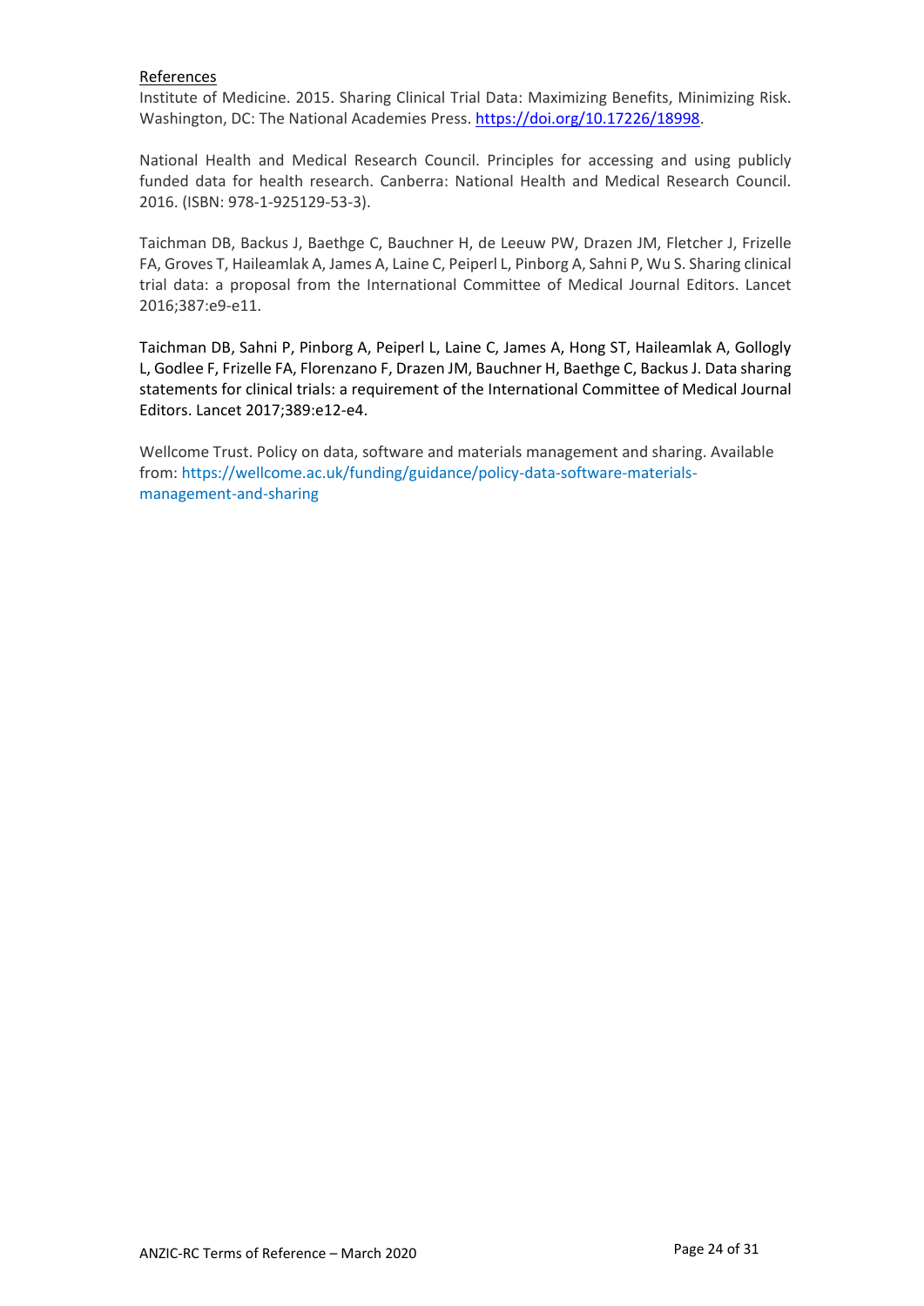References

Institute of Medicine. 2015. Sharing Clinical Trial Data: Maximizing Benefits, Minimizing Risk. Washington, DC: The National Academies Press. https://doi.org/10.17226/18998.

National Health and Medical Research Council. Principles for accessing and using publicly funded data for health research. Canberra: National Health and Medical Research Council. 2016. (ISBN: 978-1-925129-53-3).

Taichman DB, Backus J, Baethge C, Bauchner H, de Leeuw PW, Drazen JM, Fletcher J, Frizelle FA, Groves T, Haileamlak A, James A, Laine C, Peiperl L, Pinborg A, Sahni P, Wu S. Sharing clinical trial data: a proposal from the International Committee of Medical Journal Editors. Lancet 2016;387:e9-e11.

Taichman DB, Sahni P, Pinborg A, Peiperl L, Laine C, James A, Hong ST, Haileamlak A, Gollogly L, Godlee F, Frizelle FA, Florenzano F, Drazen JM, Bauchner H, Baethge C, Backus J. Data sharing statements for clinical trials: a requirement of the International Committee of Medical Journal Editors. Lancet 2017;389:e12-e4.

Wellcome Trust. Policy on data, software and materials management and sharing. Available from: https://wellcome.ac.uk/funding/guidance/policy-data-software-materials-management-and-sharing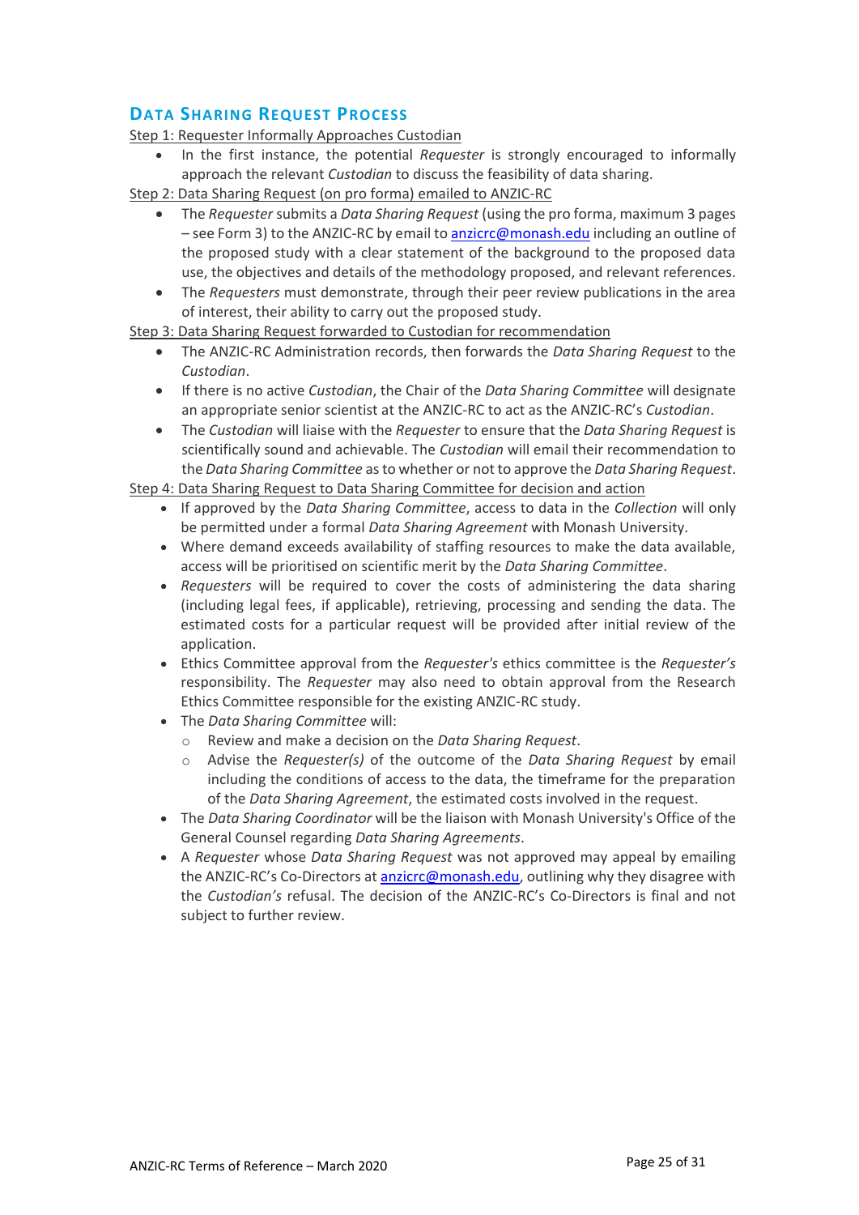## Data Sharing Request Process

Step 1: Requester Informally Approaches Custodian

- In the first instance, the potential *Requester* is strongly encouraged to informally approach the relevant *Custodian* to discuss the feasibility of data sharing.

Step 2: Data Sharing Request (on pro forma) emailed to ANZIC-RC

- The *Requester* submits a *Data Sharing Request* (using the pro forma, maximum 3 pages – see Form 3) to the ANZIC-RC by email to anzicrc@monash.edu including an outline of the proposed study with a clear statement of the background to the proposed data use, the objectives and details of the methodology proposed, and relevant references.
- The *Requesters* must demonstrate, through their peer review publications in the area of interest, their ability to carry out the proposed study.

Step 3: Data Sharing Request forwarded to Custodian for recommendation

- The ANZIC-RC Administration records, then forwards the *Data Sharing Request* to the *Custodian*.
- If there is no active *Custodian*, the Chair of the *Data Sharing Committee* will designate an appropriate senior scientist at the ANZIC-RC to act as the ANZIC-RC's *Custodian*.
- The *Custodian* will liaise with the *Requester* to ensure that the *Data Sharing Request* is scientifically sound and achievable. The *Custodian* will email their recommendation to the *Data Sharing Committee* as to whether or not to approve the *Data Sharing Request*.

Step 4: Data Sharing Request to Data Sharing Committee for decision and action

- If approved by the *Data Sharing Committee*, access to data in the *Collection* will only be permitted under a formal *Data Sharing Agreement* with Monash University.
- Where demand exceeds availability of staffing resources to make the data available, access will be prioritised on scientific merit by the *Data Sharing Committee*.
- *Requesters* will be required to cover the costs of administering the data sharing (including legal fees, if applicable), retrieving, processing and sending the data. The estimated costs for a particular request will be provided after initial review of the application.
- Ethics Committee approval from the *Requester's* ethics committee is the *Requester's* responsibility. The *Requester* may also need to obtain approval from the Research Ethics Committee responsible for the existing ANZIC-RC study.
- The *Data Sharing Committee* will:
  - Review and make a decision on the *Data Sharing Request*.
  - Advise the *Requester(s)* of the outcome of the *Data Sharing Request* by email including the conditions of access to the data, the timeframe for the preparation of the *Data Sharing Agreement*, the estimated costs involved in the request.
- The *Data Sharing Coordinator* will be the liaison with Monash University's Office of the General Counsel regarding *Data Sharing Agreements*.
- A *Requester* whose *Data Sharing Request* was not approved may appeal by emailing the ANZIC-RC's Co-Directors at anzicrc@monash.edu, outlining why they disagree with the *Custodian's* refusal. The decision of the ANZIC-RC's Co-Directors is final and not subject to further review.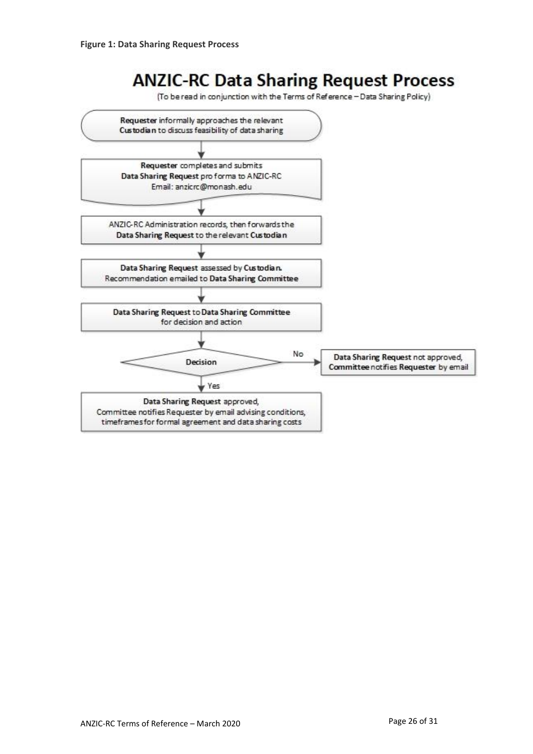**Figure 1: Data Sharing Request Process**

# ANZIC-RC Data Sharing Request Process

(To be read in conjunction with the Terms of Reference – Data Sharing Policy)

1. **Requester** informally approaches the relevant **Custodian** to discuss feasibility of data sharing
2. **Requester** completes and submits **Data Sharing Request** pro forma to ANZIC-RC
   Email: anzicrc@monash.edu
3. ANZIC-RC Administration records, then forwards the **Data Sharing Request** to the relevant **Custodian**
4. **Data Sharing Request** assessed by **Custodian.** Recommendation emailed to **Data Sharing Committee**
5. **Data Sharing Request** to **Data Sharing Committee** for decision and action
6. **Decision**
   - **No:** **Data Sharing Request** not approved, **Committee** notifies **Requester** by email
   - **Yes:** **Data Sharing Request** approved, Committee notifies Requester by email advising conditions, timeframes for formal agreement and data sharing costs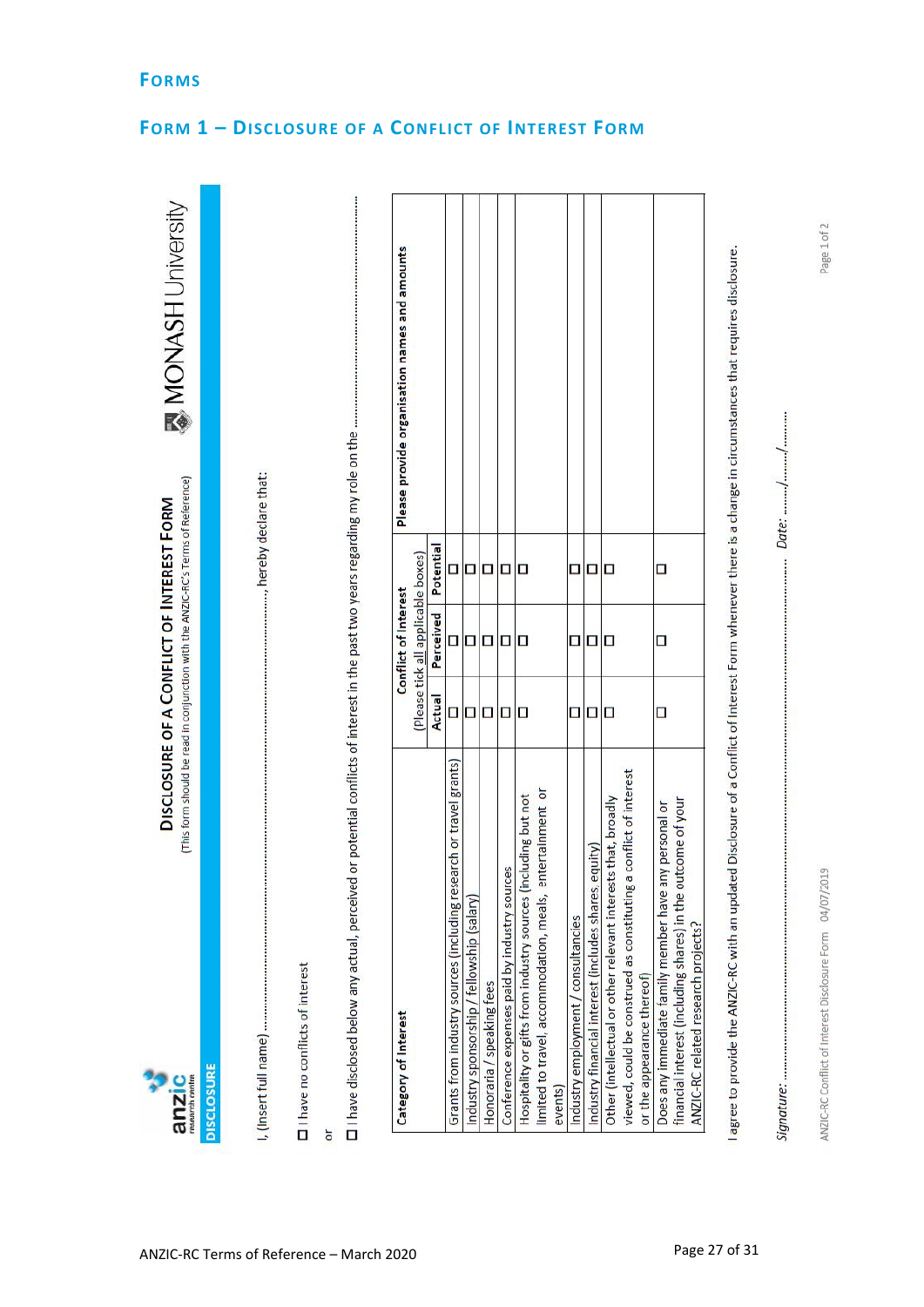# Forms

## Form 1 – Disclosure of a Conflict of Interest Form

anzic research centre

MONASH University

**DISCLOSURE OF A CONFLICT OF INTEREST FORM**

(This form should be read in conjunction with the ANZIC-RC's Terms of Reference)

**DISCLOSURE**

I, (Insert full name) ............................................................................, hereby declare that:

☐ I have no conflicts of interest

or

☐ I have disclosed below any actual, perceived or potential conflicts of interest in the past two years regarding my role on the ..........................................................

| Category of Interest | Conflict of Interest (Please tick all applicable boxes) | | | Please provide organisation names and amounts |
|---|---|---|---|---|
| | Actual | Perceived | Potential | |
| Grants from industry sources (including research or travel grants) | ☐ | ☐ | ☐ | |
| Industry sponsorship / fellowship (salary) | ☐ | ☐ | ☐ | |
| Honoraria / speaking fees | ☐ | ☐ | ☐ | |
| Conference expenses paid by industry sources | ☐ | ☐ | ☐ | |
| Hospitality or gifts from industry sources (including but not limited to travel, accommodation, meals, entertainment or events) | ☐ | ☐ | ☐ | |
| Industry employment / consultancies | ☐ | ☐ | ☐ | |
| Industry financial interest (includes shares, equity) | ☐ | ☐ | ☐ | |
| Other (intellectual or other relevant interests that, broadly viewed, could be construed as constituting a conflict of interest or the appearance thereof) | ☐ | ☐ | ☐ | |
| Does any immediate family member have any personal or financial interest (including shares) in the outcome of your ANZIC-RC related research projects? | ☐ | ☐ | ☐ | |

I agree to provide the ANZIC-RC with an updated Disclosure of a Conflict of Interest Form whenever there is a change in circumstances that requires disclosure.

*Signature:* ............................................................................ *Date:* ......../......../........

ANZIC-RC Conflict of Interest Disclosure Form 04/07/2019

Page 1 of 2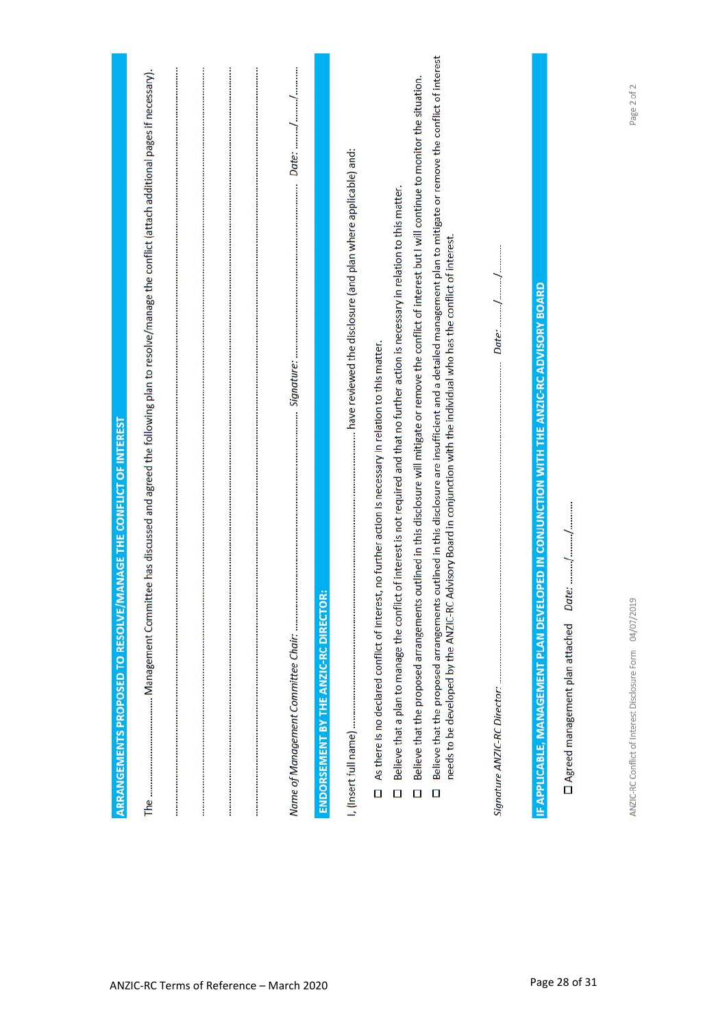## ARRANGEMENTS PROPOSED TO RESOLVE/MANAGE THE CONFLICT OF INTEREST

The ........................ Management Committee has discussed and agreed the following plan to resolve/manage the conflict (attach additional pages if necessary).

............................................................................................................................................................................................................

............................................................................................................................................................................................................

............................................................................................................................................................................................................

............................................................................................................................................................................................................

*Name of Management Committee Chair:* ........................................ *Signature:* ........................................ *Date:* ......../......../..........

## ENDORSEMENT BY THE ANZIC-RC DIRECTOR:

I, (Insert full name) ........................................................................ have reviewed the disclosure (and plan where applicable) and:

- ☐ As there is no declared conflict of interest, no further action is necessary in relation to this matter.
- ☐ Believe that a plan to manage the conflict of interest is not required and that no further action is necessary in relation to this matter.
- ☐ Believe that the proposed arrangements outlined in this disclosure will mitigate or remove the conflict of interest but I will continue to monitor the situation.
- ☐ Believe that the proposed arrangements outlined in this disclosure are insufficient and a detailed management plan to mitigate or remove the conflict of interest needs to be developed by the ANZIC-RC Advisory Board in conjunction with the individual who has the conflict of interest.

*Signature ANZIC-RC Director:* ........................................................................ *Date:* ......../......../..........

## IF APPLICABLE, MANAGEMENT PLAN DEVELOPED IN CONJUNCTION WITH THE ANZIC-RC ADVISORY BOARD

☐ Agreed management plan attached *Date:* ......../......../..........

ANZIC-RC Conflict of Interest Disclosure Form 04/07/2019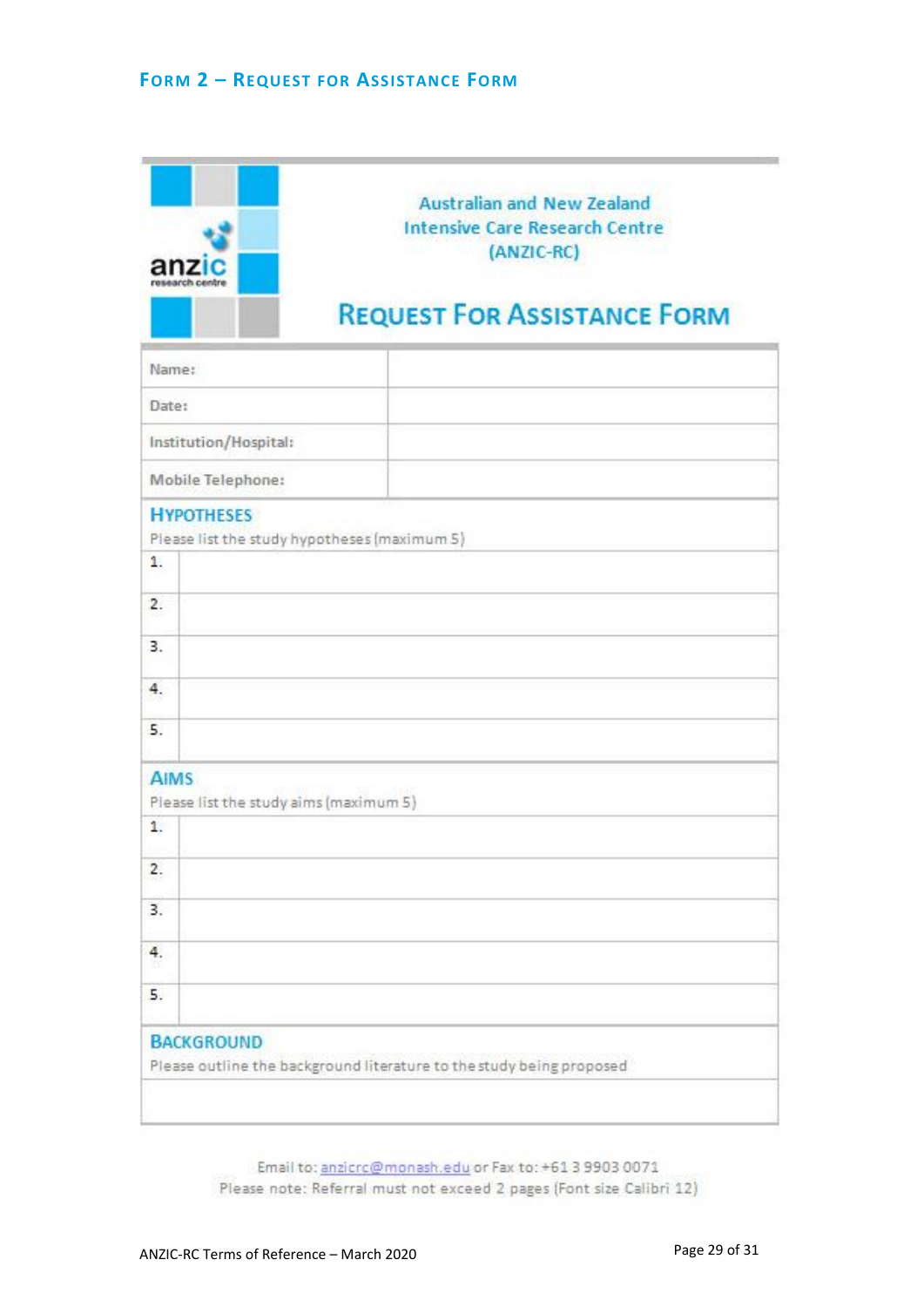## Form 2 – Request for Assistance Form

Australian and New Zealand Intensive Care Research Centre (ANZIC-RC)

### Request For Assistance Form

| | |
|---|---|
| Name: | |
| Date: | |
| Institution/Hospital: | |
| Mobile Telephone: | |

**Hypotheses**

Please list the study hypotheses (maximum 5)

| | |
|---|---|
| 1. | |
| 2. | |
| 3. | |
| 4. | |
| 5. | |

**Aims**

Please list the study aims (maximum 5)

| | |
|---|---|
| 1. | |
| 2. | |
| 3. | |
| 4. | |
| 5. | |

**Background**

Please outline the background literature to the study being proposed

Email to: anzicrc@monash.edu or Fax to: +61 3 9903 0071

Please note: Referral must not exceed 2 pages (Font size Calibri 12)

ANZIC-RC Terms of Reference – March 2020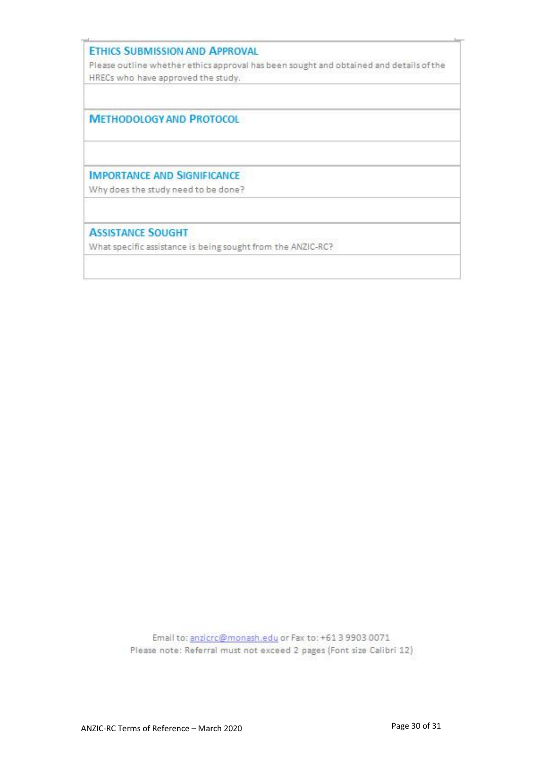## Ethics Submission and Approval

Please outline whether ethics approval has been sought and obtained and details of the HRECs who have approved the study.

## Methodology and Protocol

## Importance and Significance

Why does the study need to be done?

## Assistance Sought

What specific assistance is being sought from the ANZIC-RC?

Email to: anzicrc@monash.edu or Fax to: +61 3 9903 0071

Please note: Referral must not exceed 2 pages (Font size Calibri 12)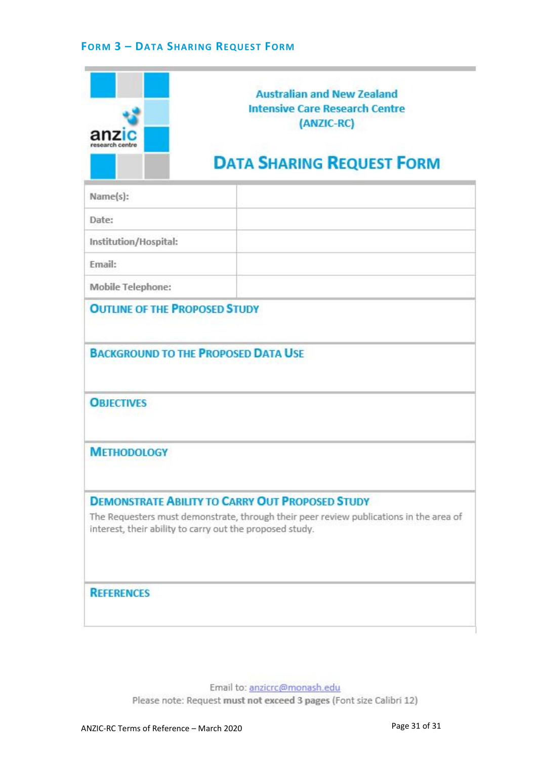## Form 3 – Data Sharing Request Form

Australian and New Zealand Intensive Care Research Centre (ANZIC-RC)

anzic research centre

# Data Sharing Request Form

| | |
|---|---|
| Name(s): | |
| Date: | |
| Institution/Hospital: | |
| Email: | |
| Mobile Telephone: | |

### Outline of the Proposed Study

### Background to the Proposed Data Use

### Objectives

### Methodology

### Demonstrate Ability to Carry Out Proposed Study

The Requesters must demonstrate, through their peer review publications in the area of interest, their ability to carry out the proposed study.

### References

Email to: anzicrc@monash.edu

Please note: Request **must not exceed 3 pages** (Font size Calibri 12)